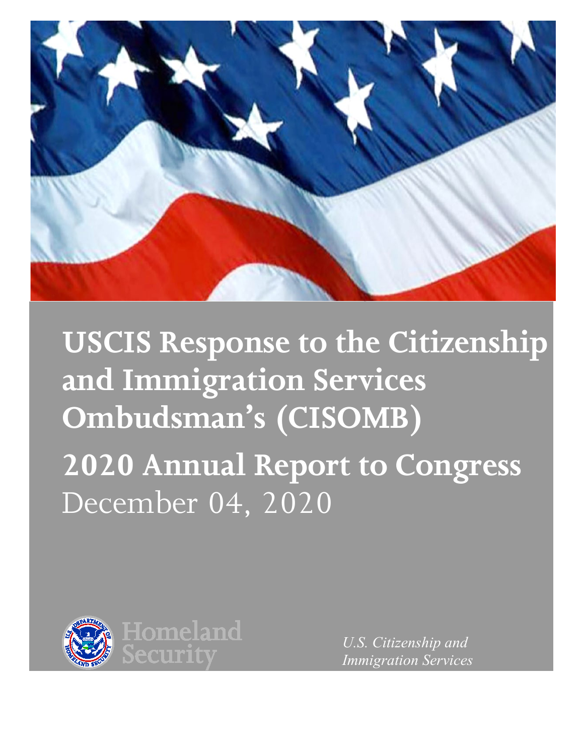# USCIS Response to the Citizenship and Immigration Services Ombudsman's (CISOMB) 2020 Annual Report to Congress

December 04, 2020

Homeland Security

*U.S. Citizenship and Immigration Services*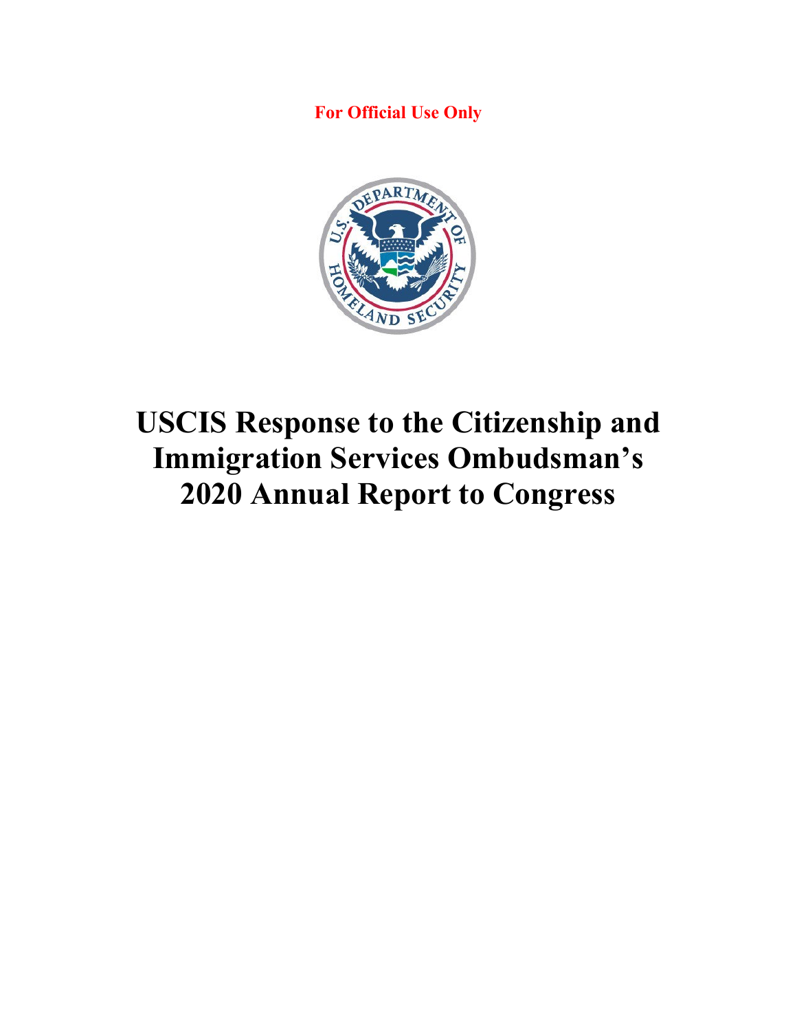**For Official Use Only**

# USCIS Response to the Citizenship and Immigration Services Ombudsman's 2020 Annual Report to Congress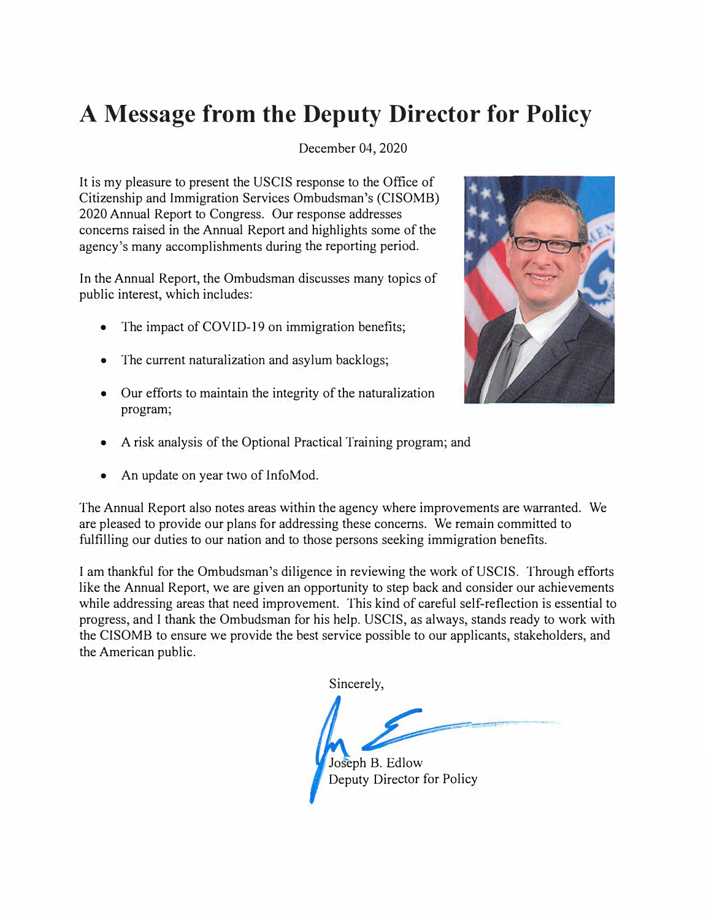# A Message from the Deputy Director for Policy

December 04, 2020

It is my pleasure to present the USCIS response to the Office of Citizenship and Immigration Services Ombudsman's (CISOMB) 2020 Annual Report to Congress. Our response addresses concerns raised in the Annual Report and highlights some of the agency's many accomplishments during the reporting period.

In the Annual Report, the Ombudsman discusses many topics of public interest, which includes:

- The impact of COVID-19 on immigration benefits;
- The current naturalization and asylum backlogs;
- Our efforts to maintain the integrity of the naturalization program;
- A risk analysis of the Optional Practical Training program; and
- An update on year two of InfoMod.

The Annual Report also notes areas within the agency where improvements are warranted. We are pleased to provide our plans for addressing these concerns. We remain committed to fulfilling our duties to our nation and to those persons seeking immigration benefits.

I am thankful for the Ombudsman's diligence in reviewing the work of USCIS. Through efforts like the Annual Report, we are given an opportunity to step back and consider our achievements while addressing areas that need improvement. This kind of careful self-reflection is essential to progress, and I thank the Ombudsman for his help. USCIS, as always, stands ready to work with the CISOMB to ensure we provide the best service possible to our applicants, stakeholders, and the American public.

Sincerely,

Joseph B. Edlow
Deputy Director for Policy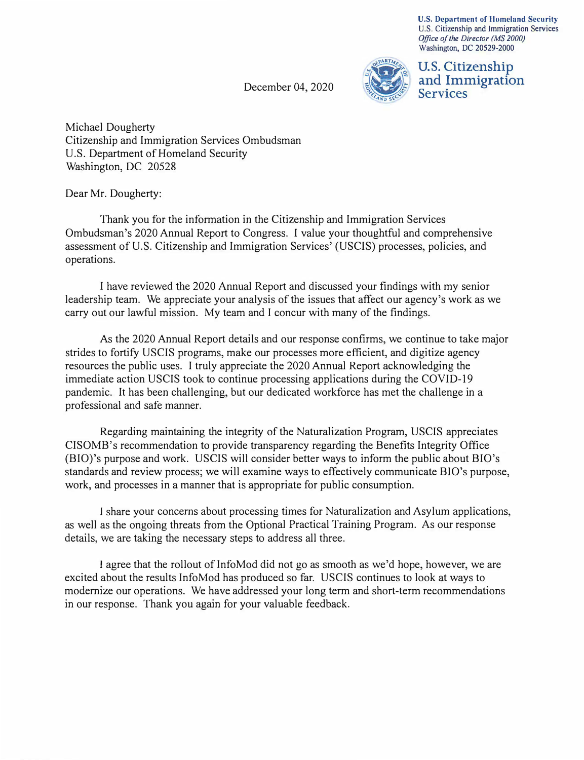U.S. Department of Homeland Security
U.S. Citizenship and Immigration Services
*Office of the Director (MS 2000)*
Washington, DC 20529-2000

**U.S. Citizenship and Immigration Services**

December 04, 2020

Michael Dougherty
Citizenship and Immigration Services Ombudsman
U.S. Department of Homeland Security
Washington, DC 20528

Dear Mr. Dougherty:

Thank you for the information in the Citizenship and Immigration Services Ombudsman's 2020 Annual Report to Congress. I value your thoughtful and comprehensive assessment of U.S. Citizenship and Immigration Services' (USCIS) processes, policies, and operations.

I have reviewed the 2020 Annual Report and discussed your findings with my senior leadership team. We appreciate your analysis of the issues that affect our agency's work as we carry out our lawful mission. My team and I concur with many of the findings.

As the 2020 Annual Report details and our response confirms, we continue to take major strides to fortify USCIS programs, make our processes more efficient, and digitize agency resources the public uses. I truly appreciate the 2020 Annual Report acknowledging the immediate action USCIS took to continue processing applications during the COVID-19 pandemic. It has been challenging, but our dedicated workforce has met the challenge in a professional and safe manner.

Regarding maintaining the integrity of the Naturalization Program, USCIS appreciates CISOMB's recommendation to provide transparency regarding the Benefits Integrity Office (BIO)'s purpose and work. USCIS will consider better ways to inform the public about BIO's standards and review process; we will examine ways to effectively communicate BIO's purpose, work, and processes in a manner that is appropriate for public consumption.

I share your concerns about processing times for Naturalization and Asylum applications, as well as the ongoing threats from the Optional Practical Training Program. As our response details, we are taking the necessary steps to address all three.

I agree that the rollout of InfoMod did not go as smooth as we'd hope, however, we are excited about the results InfoMod has produced so far. USCIS continues to look at ways to modernize our operations. We have addressed your long term and short-term recommendations in our response. Thank you again for your valuable feedback.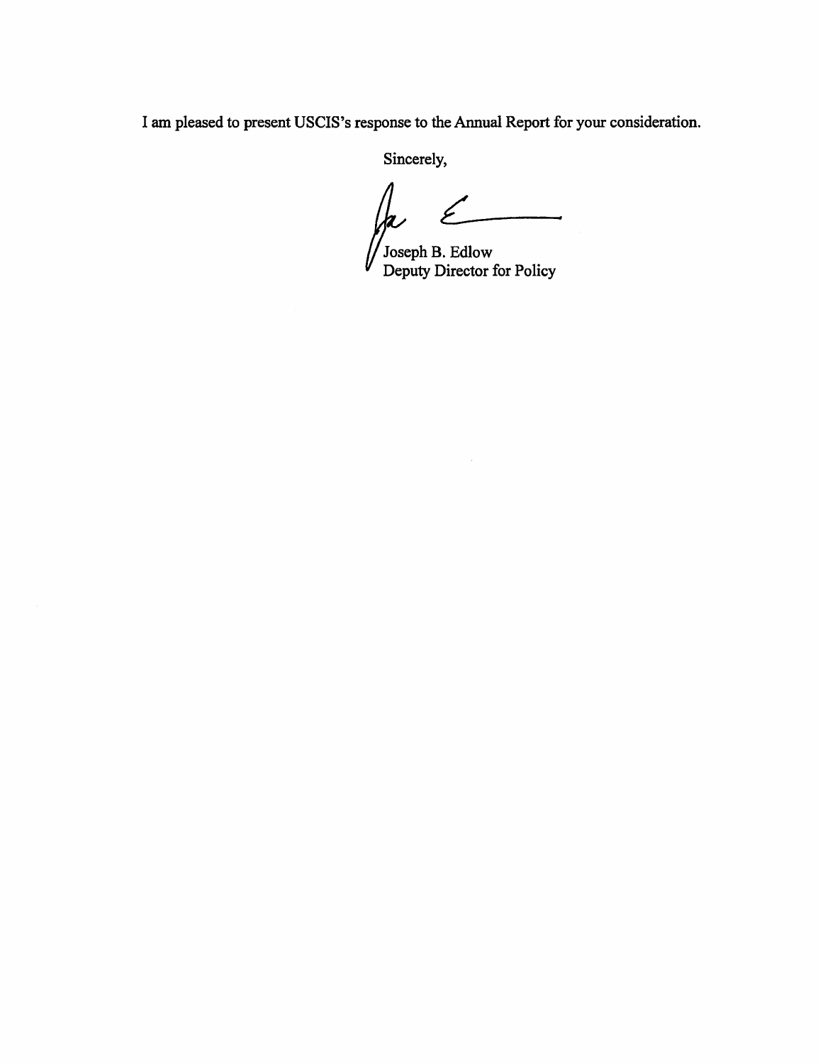I am pleased to present USCIS's response to the Annual Report for your consideration.

Sincerely,

Joseph B. Edlow
Deputy Director for Policy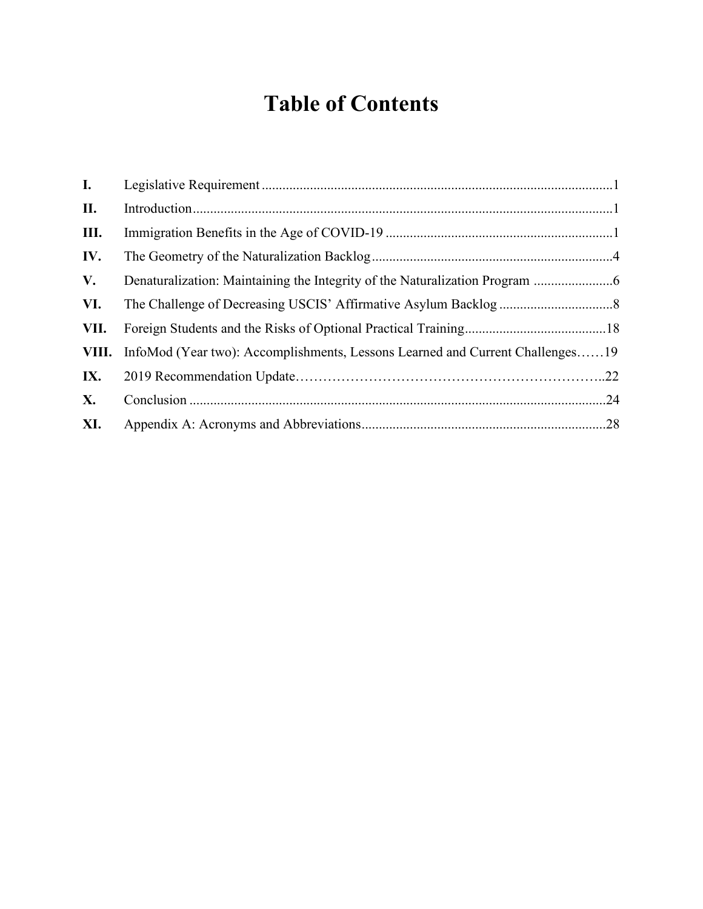# Table of Contents

| | | |
|---|---|---|
| **I.** | Legislative Requirement | 1 |
| **II.** | Introduction | 1 |
| **III.** | Immigration Benefits in the Age of COVID-19 | 1 |
| **IV.** | The Geometry of the Naturalization Backlog | 4 |
| **V.** | Denaturalization: Maintaining the Integrity of the Naturalization Program | 6 |
| **VI.** | The Challenge of Decreasing USCIS' Affirmative Asylum Backlog | 8 |
| **VII.** | Foreign Students and the Risks of Optional Practical Training | 18 |
| **VIII.** | InfoMod (Year two): Accomplishments, Lessons Learned and Current Challenges | 19 |
| **IX.** | 2019 Recommendation Update | 22 |
| **X.** | Conclusion | 24 |
| **XI.** | Appendix A: Acronyms and Abbreviations | 28 |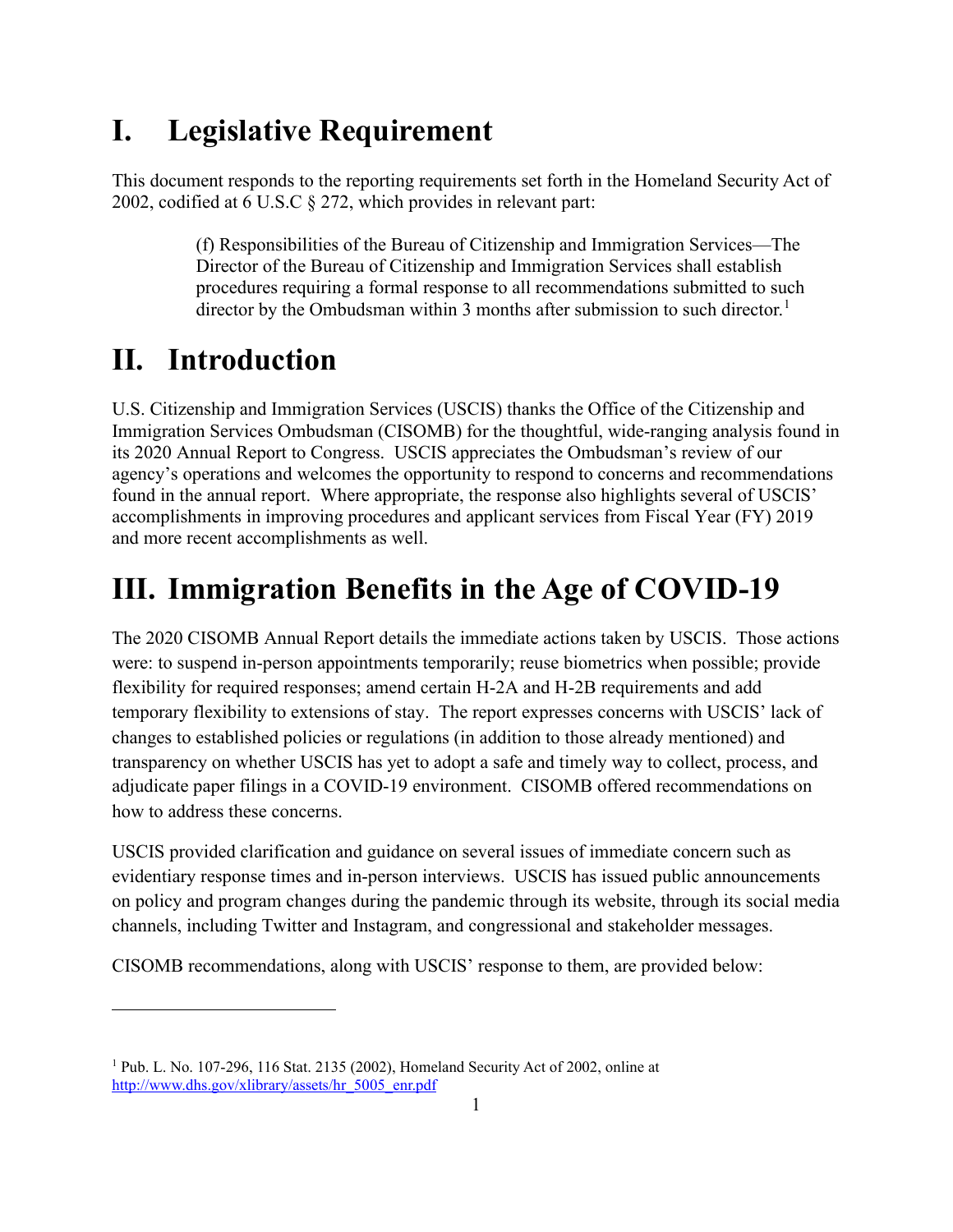# I. Legislative Requirement

This document responds to the reporting requirements set forth in the Homeland Security Act of 2002, codified at 6 U.S.C § 272, which provides in relevant part:

> (f) Responsibilities of the Bureau of Citizenship and Immigration Services—The Director of the Bureau of Citizenship and Immigration Services shall establish procedures requiring a formal response to all recommendations submitted to such director by the Ombudsman within 3 months after submission to such director.[1]

# II. Introduction

U.S. Citizenship and Immigration Services (USCIS) thanks the Office of the Citizenship and Immigration Services Ombudsman (CISOMB) for the thoughtful, wide-ranging analysis found in its 2020 Annual Report to Congress. USCIS appreciates the Ombudsman's review of our agency's operations and welcomes the opportunity to respond to concerns and recommendations found in the annual report. Where appropriate, the response also highlights several of USCIS' accomplishments in improving procedures and applicant services from Fiscal Year (FY) 2019 and more recent accomplishments as well.

# III. Immigration Benefits in the Age of COVID-19

The 2020 CISOMB Annual Report details the immediate actions taken by USCIS. Those actions were: to suspend in-person appointments temporarily; reuse biometrics when possible; provide flexibility for required responses; amend certain H-2A and H-2B requirements and add temporary flexibility to extensions of stay. The report expresses concerns with USCIS' lack of changes to established policies or regulations (in addition to those already mentioned) and transparency on whether USCIS has yet to adopt a safe and timely way to collect, process, and adjudicate paper filings in a COVID-19 environment. CISOMB offered recommendations on how to address these concerns.

USCIS provided clarification and guidance on several issues of immediate concern such as evidentiary response times and in-person interviews. USCIS has issued public announcements on policy and program changes during the pandemic through its website, through its social media channels, including Twitter and Instagram, and congressional and stakeholder messages.

CISOMB recommendations, along with USCIS' response to them, are provided below:

---

[1] Pub. L. No. 107-296, 116 Stat. 2135 (2002), Homeland Security Act of 2002, online at http://www.dhs.gov/xlibrary/assets/hr_5005_enr.pdf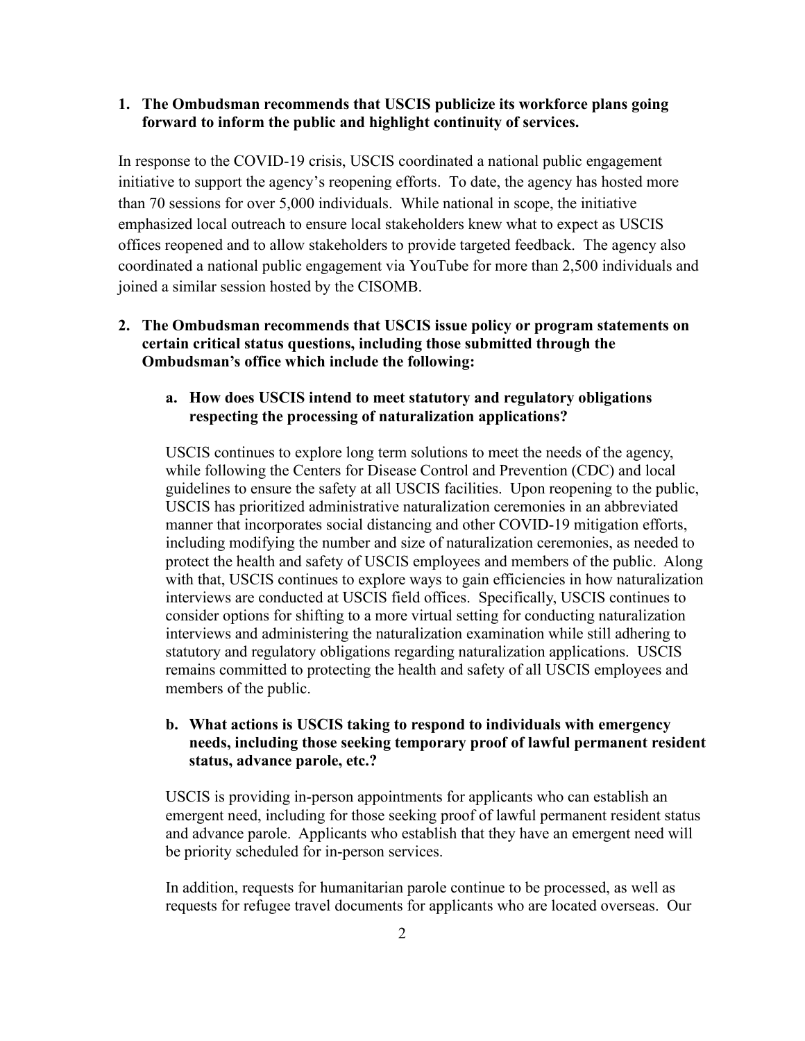1. **The Ombudsman recommends that USCIS publicize its workforce plans going forward to inform the public and highlight continuity of services.**

In response to the COVID-19 crisis, USCIS coordinated a national public engagement initiative to support the agency's reopening efforts. To date, the agency has hosted more than 70 sessions for over 5,000 individuals. While national in scope, the initiative emphasized local outreach to ensure local stakeholders knew what to expect as USCIS offices reopened and to allow stakeholders to provide targeted feedback. The agency also coordinated a national public engagement via YouTube for more than 2,500 individuals and joined a similar session hosted by the CISOMB.

2. **The Ombudsman recommends that USCIS issue policy or program statements on certain critical status questions, including those submitted through the Ombudsman's office which include the following:**

   a. **How does USCIS intend to meet statutory and regulatory obligations respecting the processing of naturalization applications?**

   USCIS continues to explore long term solutions to meet the needs of the agency, while following the Centers for Disease Control and Prevention (CDC) and local guidelines to ensure the safety at all USCIS facilities. Upon reopening to the public, USCIS has prioritized administrative naturalization ceremonies in an abbreviated manner that incorporates social distancing and other COVID-19 mitigation efforts, including modifying the number and size of naturalization ceremonies, as needed to protect the health and safety of USCIS employees and members of the public. Along with that, USCIS continues to explore ways to gain efficiencies in how naturalization interviews are conducted at USCIS field offices. Specifically, USCIS continues to consider options for shifting to a more virtual setting for conducting naturalization interviews and administering the naturalization examination while still adhering to statutory and regulatory obligations regarding naturalization applications. USCIS remains committed to protecting the health and safety of all USCIS employees and members of the public.

   b. **What actions is USCIS taking to respond to individuals with emergency needs, including those seeking temporary proof of lawful permanent resident status, advance parole, etc.?**

   USCIS is providing in-person appointments for applicants who can establish an emergent need, including for those seeking proof of lawful permanent resident status and advance parole. Applicants who establish that they have an emergent need will be priority scheduled for in-person services.

   In addition, requests for humanitarian parole continue to be processed, as well as requests for refugee travel documents for applicants who are located overseas. Our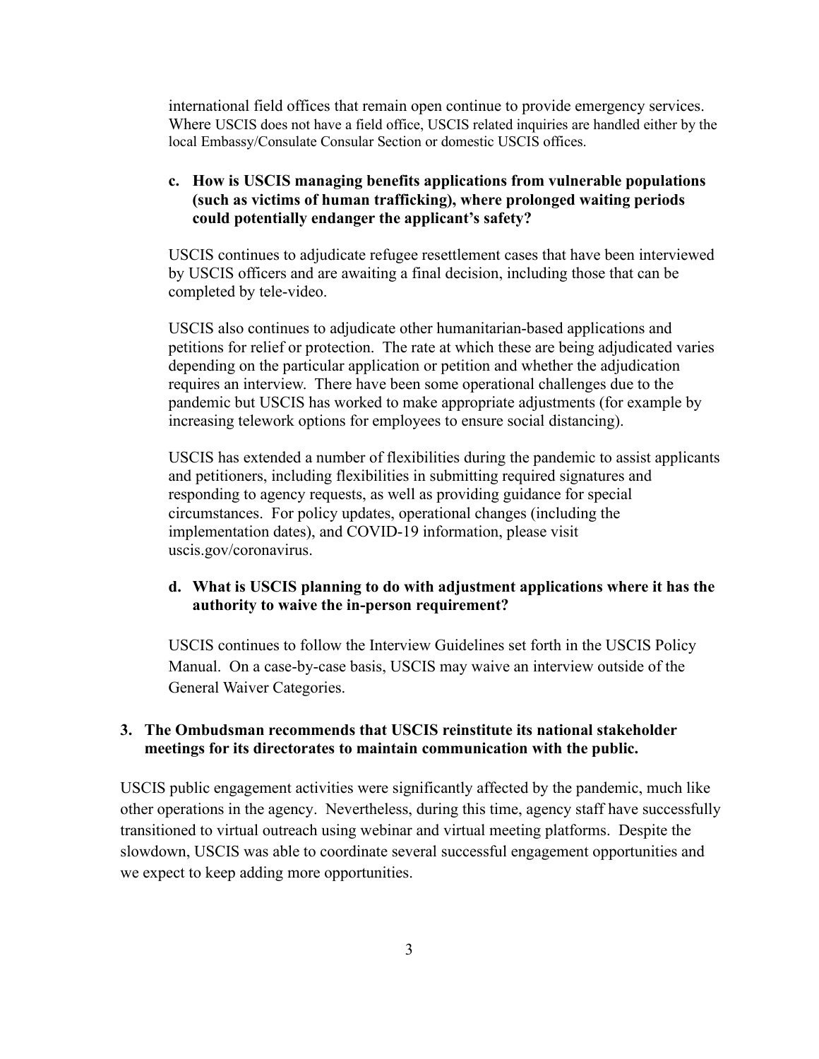international field offices that remain open continue to provide emergency services. Where USCIS does not have a field office, USCIS related inquiries are handled either by the local Embassy/Consulate Consular Section or domestic USCIS offices.

**c. How is USCIS managing benefits applications from vulnerable populations (such as victims of human trafficking), where prolonged waiting periods could potentially endanger the applicant's safety?**

USCIS continues to adjudicate refugee resettlement cases that have been interviewed by USCIS officers and are awaiting a final decision, including those that can be completed by tele-video.

USCIS also continues to adjudicate other humanitarian-based applications and petitions for relief or protection. The rate at which these are being adjudicated varies depending on the particular application or petition and whether the adjudication requires an interview. There have been some operational challenges due to the pandemic but USCIS has worked to make appropriate adjustments (for example by increasing telework options for employees to ensure social distancing).

USCIS has extended a number of flexibilities during the pandemic to assist applicants and petitioners, including flexibilities in submitting required signatures and responding to agency requests, as well as providing guidance for special circumstances. For policy updates, operational changes (including the implementation dates), and COVID-19 information, please visit uscis.gov/coronavirus.

**d. What is USCIS planning to do with adjustment applications where it has the authority to waive the in-person requirement?**

USCIS continues to follow the Interview Guidelines set forth in the USCIS Policy Manual. On a case-by-case basis, USCIS may waive an interview outside of the General Waiver Categories.

**3. The Ombudsman recommends that USCIS reinstitute its national stakeholder meetings for its directorates to maintain communication with the public.**

USCIS public engagement activities were significantly affected by the pandemic, much like other operations in the agency. Nevertheless, during this time, agency staff have successfully transitioned to virtual outreach using webinar and virtual meeting platforms. Despite the slowdown, USCIS was able to coordinate several successful engagement opportunities and we expect to keep adding more opportunities.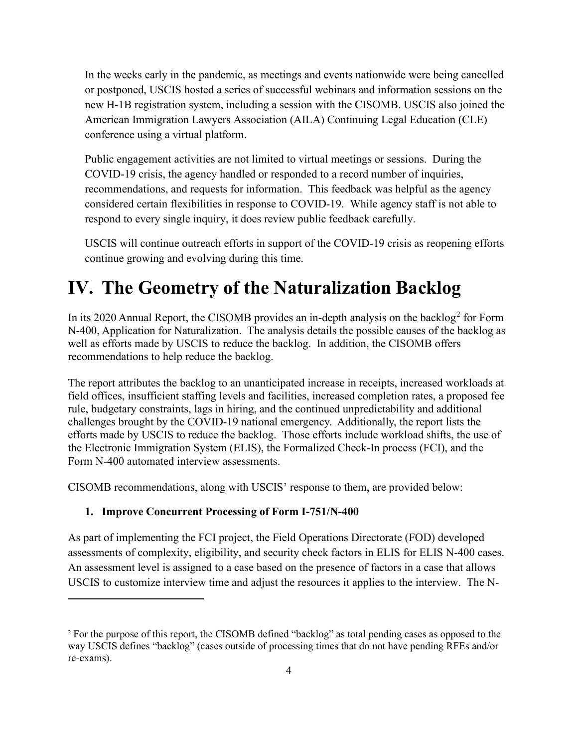In the weeks early in the pandemic, as meetings and events nationwide were being cancelled or postponed, USCIS hosted a series of successful webinars and information sessions on the new H-1B registration system, including a session with the CISOMB. USCIS also joined the American Immigration Lawyers Association (AILA) Continuing Legal Education (CLE) conference using a virtual platform.

Public engagement activities are not limited to virtual meetings or sessions. During the COVID-19 crisis, the agency handled or responded to a record number of inquiries, recommendations, and requests for information. This feedback was helpful as the agency considered certain flexibilities in response to COVID-19. While agency staff is not able to respond to every single inquiry, it does review public feedback carefully.

USCIS will continue outreach efforts in support of the COVID-19 crisis as reopening efforts continue growing and evolving during this time.

# IV. The Geometry of the Naturalization Backlog

In its 2020 Annual Report, the CISOMB provides an in-depth analysis on the backlog[2] for Form N-400, Application for Naturalization. The analysis details the possible causes of the backlog as well as efforts made by USCIS to reduce the backlog. In addition, the CISOMB offers recommendations to help reduce the backlog.

The report attributes the backlog to an unanticipated increase in receipts, increased workloads at field offices, insufficient staffing levels and facilities, increased completion rates, a proposed fee rule, budgetary constraints, lags in hiring, and the continued unpredictability and additional challenges brought by the COVID-19 national emergency. Additionally, the report lists the efforts made by USCIS to reduce the backlog. Those efforts include workload shifts, the use of the Electronic Immigration System (ELIS), the Formalized Check-In process (FCI), and the Form N-400 automated interview assessments.

CISOMB recommendations, along with USCIS' response to them, are provided below:

### 1. Improve Concurrent Processing of Form I-751/N-400

As part of implementing the FCI project, the Field Operations Directorate (FOD) developed assessments of complexity, eligibility, and security check factors in ELIS for ELIS N-400 cases. An assessment level is assigned to a case based on the presence of factors in a case that allows USCIS to customize interview time and adjust the resources it applies to the interview. The N-

[2] For the purpose of this report, the CISOMB defined "backlog" as total pending cases as opposed to the way USCIS defines "backlog" (cases outside of processing times that do not have pending RFEs and/or re-exams).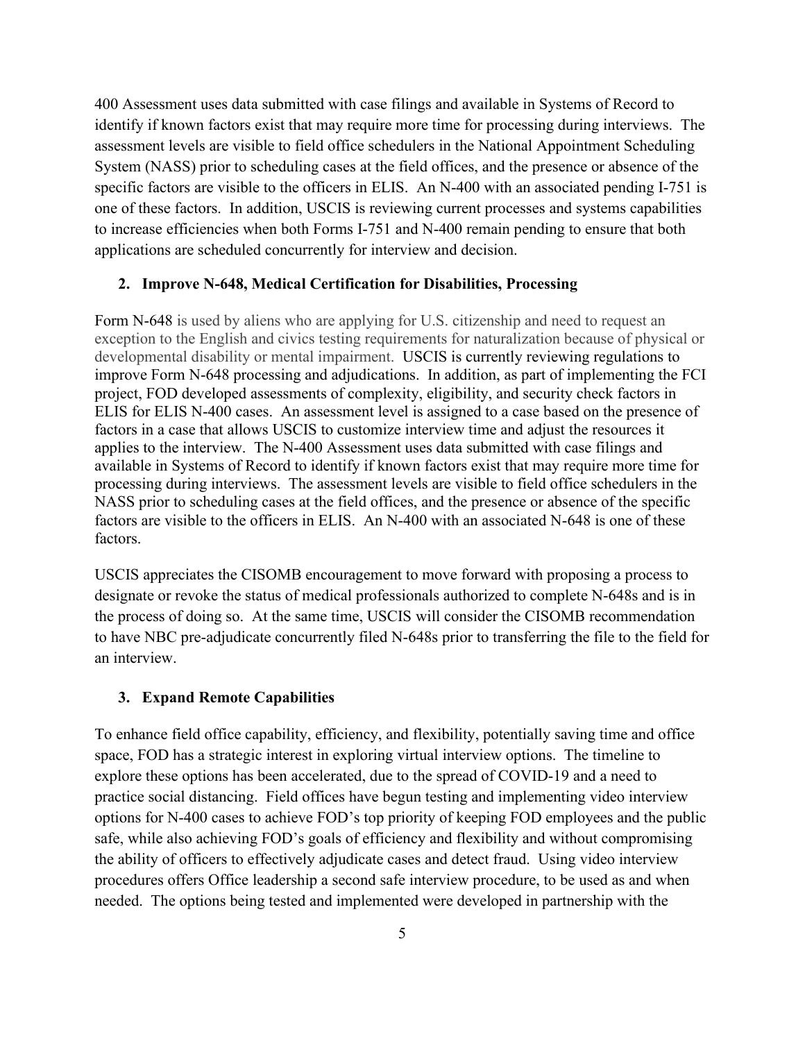400 Assessment uses data submitted with case filings and available in Systems of Record to identify if known factors exist that may require more time for processing during interviews. The assessment levels are visible to field office schedulers in the National Appointment Scheduling System (NASS) prior to scheduling cases at the field offices, and the presence or absence of the specific factors are visible to the officers in ELIS. An N-400 with an associated pending I-751 is one of these factors. In addition, USCIS is reviewing current processes and systems capabilities to increase efficiencies when both Forms I-751 and N-400 remain pending to ensure that both applications are scheduled concurrently for interview and decision.

### 2. Improve N-648, Medical Certification for Disabilities, Processing

Form N-648 is used by aliens who are applying for U.S. citizenship and need to request an exception to the English and civics testing requirements for naturalization because of physical or developmental disability or mental impairment. USCIS is currently reviewing regulations to improve Form N-648 processing and adjudications. In addition, as part of implementing the FCI project, FOD developed assessments of complexity, eligibility, and security check factors in ELIS for ELIS N-400 cases. An assessment level is assigned to a case based on the presence of factors in a case that allows USCIS to customize interview time and adjust the resources it applies to the interview. The N-400 Assessment uses data submitted with case filings and available in Systems of Record to identify if known factors exist that may require more time for processing during interviews. The assessment levels are visible to field office schedulers in the NASS prior to scheduling cases at the field offices, and the presence or absence of the specific factors are visible to the officers in ELIS. An N-400 with an associated N-648 is one of these factors.

USCIS appreciates the CISOMB encouragement to move forward with proposing a process to designate or revoke the status of medical professionals authorized to complete N-648s and is in the process of doing so. At the same time, USCIS will consider the CISOMB recommendation to have NBC pre-adjudicate concurrently filed N-648s prior to transferring the file to the field for an interview.

### 3. Expand Remote Capabilities

To enhance field office capability, efficiency, and flexibility, potentially saving time and office space, FOD has a strategic interest in exploring virtual interview options. The timeline to explore these options has been accelerated, due to the spread of COVID-19 and a need to practice social distancing. Field offices have begun testing and implementing video interview options for N-400 cases to achieve FOD's top priority of keeping FOD employees and the public safe, while also achieving FOD's goals of efficiency and flexibility and without compromising the ability of officers to effectively adjudicate cases and detect fraud. Using video interview procedures offers Office leadership a second safe interview procedure, to be used as and when needed. The options being tested and implemented were developed in partnership with the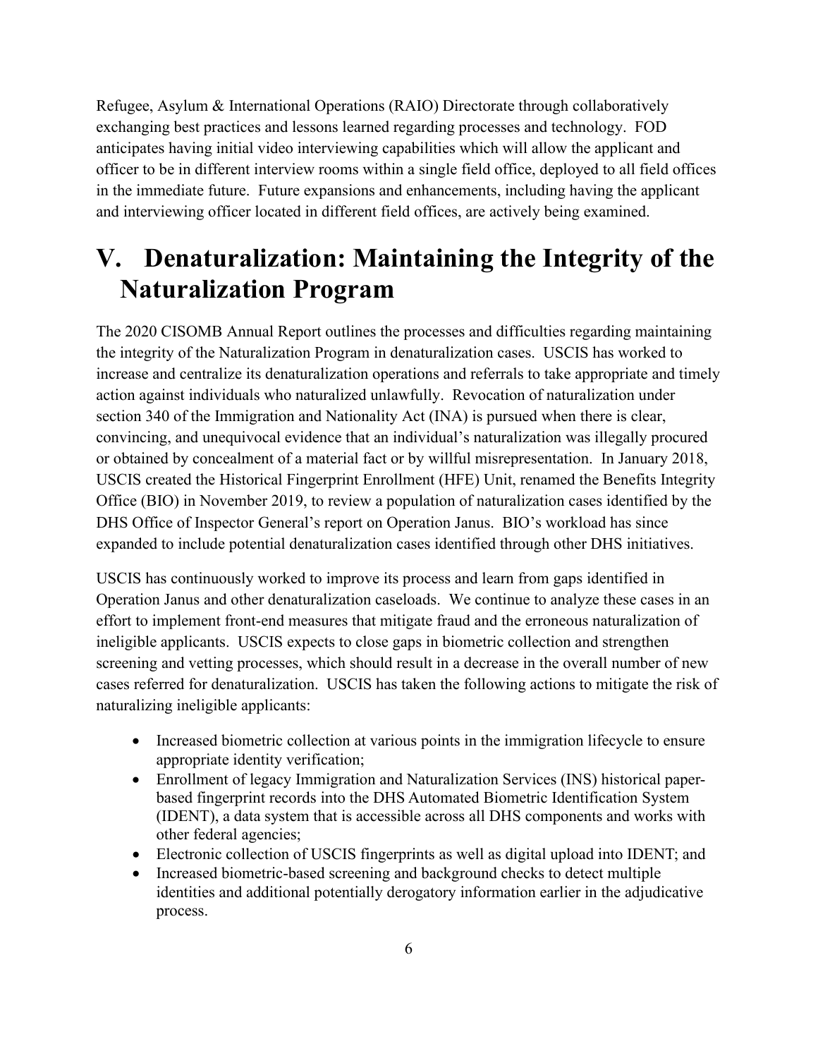Refugee, Asylum & International Operations (RAIO) Directorate through collaboratively exchanging best practices and lessons learned regarding processes and technology. FOD anticipates having initial video interviewing capabilities which will allow the applicant and officer to be in different interview rooms within a single field office, deployed to all field offices in the immediate future. Future expansions and enhancements, including having the applicant and interviewing officer located in different field offices, are actively being examined.

# V. Denaturalization: Maintaining the Integrity of the Naturalization Program

The 2020 CISOMB Annual Report outlines the processes and difficulties regarding maintaining the integrity of the Naturalization Program in denaturalization cases. USCIS has worked to increase and centralize its denaturalization operations and referrals to take appropriate and timely action against individuals who naturalized unlawfully. Revocation of naturalization under section 340 of the Immigration and Nationality Act (INA) is pursued when there is clear, convincing, and unequivocal evidence that an individual's naturalization was illegally procured or obtained by concealment of a material fact or by willful misrepresentation. In January 2018, USCIS created the Historical Fingerprint Enrollment (HFE) Unit, renamed the Benefits Integrity Office (BIO) in November 2019, to review a population of naturalization cases identified by the DHS Office of Inspector General's report on Operation Janus. BIO's workload has since expanded to include potential denaturalization cases identified through other DHS initiatives.

USCIS has continuously worked to improve its process and learn from gaps identified in Operation Janus and other denaturalization caseloads. We continue to analyze these cases in an effort to implement front-end measures that mitigate fraud and the erroneous naturalization of ineligible applicants. USCIS expects to close gaps in biometric collection and strengthen screening and vetting processes, which should result in a decrease in the overall number of new cases referred for denaturalization. USCIS has taken the following actions to mitigate the risk of naturalizing ineligible applicants:

- Increased biometric collection at various points in the immigration lifecycle to ensure appropriate identity verification;
- Enrollment of legacy Immigration and Naturalization Services (INS) historical paper-based fingerprint records into the DHS Automated Biometric Identification System (IDENT), a data system that is accessible across all DHS components and works with other federal agencies;
- Electronic collection of USCIS fingerprints as well as digital upload into IDENT; and
- Increased biometric-based screening and background checks to detect multiple identities and additional potentially derogatory information earlier in the adjudicative process.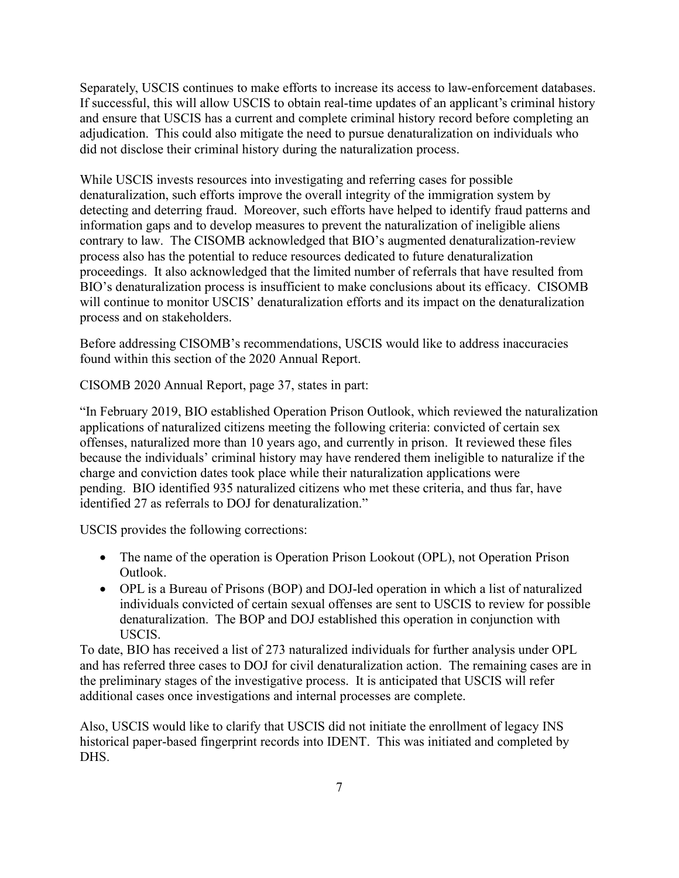Separately, USCIS continues to make efforts to increase its access to law-enforcement databases. If successful, this will allow USCIS to obtain real-time updates of an applicant's criminal history and ensure that USCIS has a current and complete criminal history record before completing an adjudication. This could also mitigate the need to pursue denaturalization on individuals who did not disclose their criminal history during the naturalization process.

While USCIS invests resources into investigating and referring cases for possible denaturalization, such efforts improve the overall integrity of the immigration system by detecting and deterring fraud. Moreover, such efforts have helped to identify fraud patterns and information gaps and to develop measures to prevent the naturalization of ineligible aliens contrary to law. The CISOMB acknowledged that BIO's augmented denaturalization-review process also has the potential to reduce resources dedicated to future denaturalization proceedings. It also acknowledged that the limited number of referrals that have resulted from BIO's denaturalization process is insufficient to make conclusions about its efficacy. CISOMB will continue to monitor USCIS' denaturalization efforts and its impact on the denaturalization process and on stakeholders.

Before addressing CISOMB's recommendations, USCIS would like to address inaccuracies found within this section of the 2020 Annual Report.

CISOMB 2020 Annual Report, page 37, states in part:

"In February 2019, BIO established Operation Prison Outlook, which reviewed the naturalization applications of naturalized citizens meeting the following criteria: convicted of certain sex offenses, naturalized more than 10 years ago, and currently in prison. It reviewed these files because the individuals' criminal history may have rendered them ineligible to naturalize if the charge and conviction dates took place while their naturalization applications were pending. BIO identified 935 naturalized citizens who met these criteria, and thus far, have identified 27 as referrals to DOJ for denaturalization."

USCIS provides the following corrections:

- The name of the operation is Operation Prison Lookout (OPL), not Operation Prison Outlook.
- OPL is a Bureau of Prisons (BOP) and DOJ-led operation in which a list of naturalized individuals convicted of certain sexual offenses are sent to USCIS to review for possible denaturalization. The BOP and DOJ established this operation in conjunction with USCIS.

To date, BIO has received a list of 273 naturalized individuals for further analysis under OPL and has referred three cases to DOJ for civil denaturalization action. The remaining cases are in the preliminary stages of the investigative process. It is anticipated that USCIS will refer additional cases once investigations and internal processes are complete.

Also, USCIS would like to clarify that USCIS did not initiate the enrollment of legacy INS historical paper-based fingerprint records into IDENT. This was initiated and completed by DHS.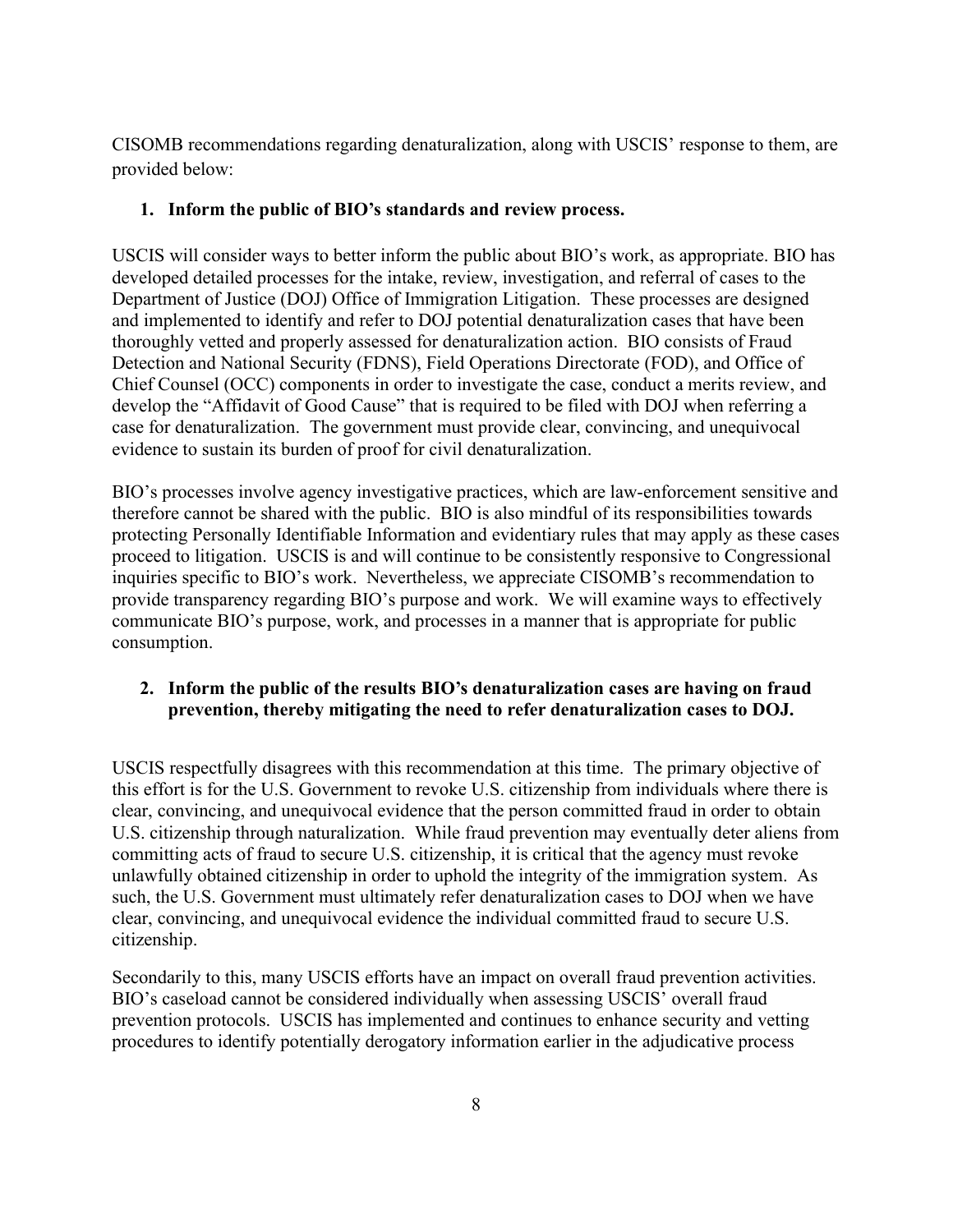CISOMB recommendations regarding denaturalization, along with USCIS' response to them, are provided below:

1. **Inform the public of BIO's standards and review process.**

USCIS will consider ways to better inform the public about BIO's work, as appropriate. BIO has developed detailed processes for the intake, review, investigation, and referral of cases to the Department of Justice (DOJ) Office of Immigration Litigation. These processes are designed and implemented to identify and refer to DOJ potential denaturalization cases that have been thoroughly vetted and properly assessed for denaturalization action. BIO consists of Fraud Detection and National Security (FDNS), Field Operations Directorate (FOD), and Office of Chief Counsel (OCC) components in order to investigate the case, conduct a merits review, and develop the "Affidavit of Good Cause" that is required to be filed with DOJ when referring a case for denaturalization. The government must provide clear, convincing, and unequivocal evidence to sustain its burden of proof for civil denaturalization.

BIO's processes involve agency investigative practices, which are law-enforcement sensitive and therefore cannot be shared with the public. BIO is also mindful of its responsibilities towards protecting Personally Identifiable Information and evidentiary rules that may apply as these cases proceed to litigation. USCIS is and will continue to be consistently responsive to Congressional inquiries specific to BIO's work. Nevertheless, we appreciate CISOMB's recommendation to provide transparency regarding BIO's purpose and work. We will examine ways to effectively communicate BIO's purpose, work, and processes in a manner that is appropriate for public consumption.

2. **Inform the public of the results BIO's denaturalization cases are having on fraud prevention, thereby mitigating the need to refer denaturalization cases to DOJ.**

USCIS respectfully disagrees with this recommendation at this time. The primary objective of this effort is for the U.S. Government to revoke U.S. citizenship from individuals where there is clear, convincing, and unequivocal evidence that the person committed fraud in order to obtain U.S. citizenship through naturalization. While fraud prevention may eventually deter aliens from committing acts of fraud to secure U.S. citizenship, it is critical that the agency must revoke unlawfully obtained citizenship in order to uphold the integrity of the immigration system. As such, the U.S. Government must ultimately refer denaturalization cases to DOJ when we have clear, convincing, and unequivocal evidence the individual committed fraud to secure U.S. citizenship.

Secondarily to this, many USCIS efforts have an impact on overall fraud prevention activities. BIO's caseload cannot be considered individually when assessing USCIS' overall fraud prevention protocols. USCIS has implemented and continues to enhance security and vetting procedures to identify potentially derogatory information earlier in the adjudicative process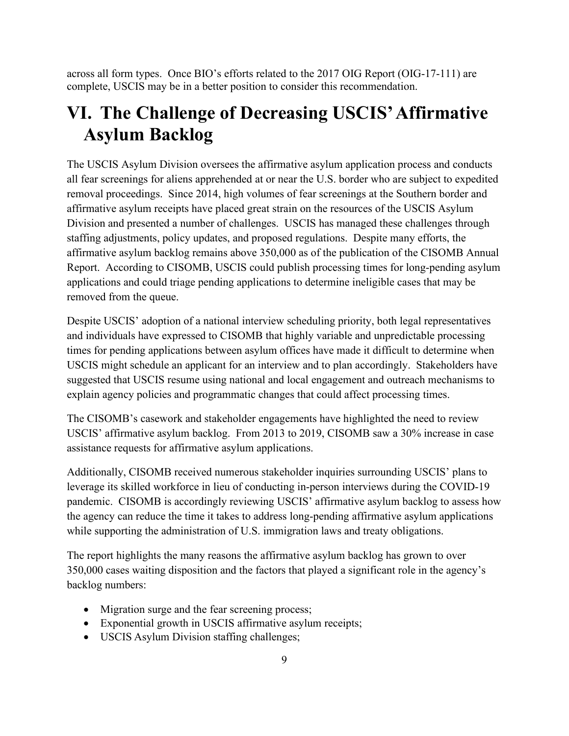across all form types. Once BIO's efforts related to the 2017 OIG Report (OIG-17-111) are complete, USCIS may be in a better position to consider this recommendation.

# VI. The Challenge of Decreasing USCIS' Affirmative Asylum Backlog

The USCIS Asylum Division oversees the affirmative asylum application process and conducts all fear screenings for aliens apprehended at or near the U.S. border who are subject to expedited removal proceedings. Since 2014, high volumes of fear screenings at the Southern border and affirmative asylum receipts have placed great strain on the resources of the USCIS Asylum Division and presented a number of challenges. USCIS has managed these challenges through staffing adjustments, policy updates, and proposed regulations. Despite many efforts, the affirmative asylum backlog remains above 350,000 as of the publication of the CISOMB Annual Report. According to CISOMB, USCIS could publish processing times for long-pending asylum applications and could triage pending applications to determine ineligible cases that may be removed from the queue.

Despite USCIS' adoption of a national interview scheduling priority, both legal representatives and individuals have expressed to CISOMB that highly variable and unpredictable processing times for pending applications between asylum offices have made it difficult to determine when USCIS might schedule an applicant for an interview and to plan accordingly. Stakeholders have suggested that USCIS resume using national and local engagement and outreach mechanisms to explain agency policies and programmatic changes that could affect processing times.

The CISOMB's casework and stakeholder engagements have highlighted the need to review USCIS' affirmative asylum backlog. From 2013 to 2019, CISOMB saw a 30% increase in case assistance requests for affirmative asylum applications.

Additionally, CISOMB received numerous stakeholder inquiries surrounding USCIS' plans to leverage its skilled workforce in lieu of conducting in-person interviews during the COVID-19 pandemic. CISOMB is accordingly reviewing USCIS' affirmative asylum backlog to assess how the agency can reduce the time it takes to address long-pending affirmative asylum applications while supporting the administration of U.S. immigration laws and treaty obligations.

The report highlights the many reasons the affirmative asylum backlog has grown to over 350,000 cases waiting disposition and the factors that played a significant role in the agency's backlog numbers:

- Migration surge and the fear screening process;
- Exponential growth in USCIS affirmative asylum receipts;
- USCIS Asylum Division staffing challenges;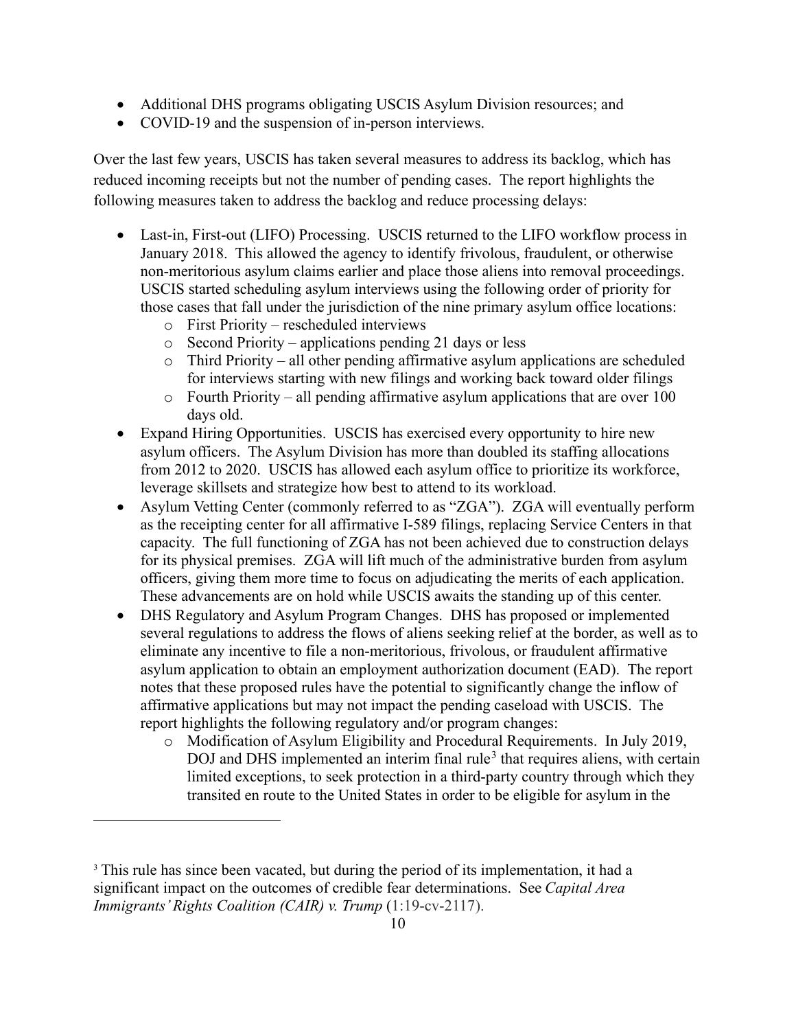- Additional DHS programs obligating USCIS Asylum Division resources; and
- COVID-19 and the suspension of in-person interviews.

Over the last few years, USCIS has taken several measures to address its backlog, which has reduced incoming receipts but not the number of pending cases. The report highlights the following measures taken to address the backlog and reduce processing delays:

- Last-in, First-out (LIFO) Processing. USCIS returned to the LIFO workflow process in January 2018. This allowed the agency to identify frivolous, fraudulent, or otherwise non-meritorious asylum claims earlier and place those aliens into removal proceedings. USCIS started scheduling asylum interviews using the following order of priority for those cases that fall under the jurisdiction of the nine primary asylum office locations:
    - First Priority – rescheduled interviews
    - Second Priority – applications pending 21 days or less
    - Third Priority – all other pending affirmative asylum applications are scheduled for interviews starting with new filings and working back toward older filings
    - Fourth Priority – all pending affirmative asylum applications that are over 100 days old.
- Expand Hiring Opportunities. USCIS has exercised every opportunity to hire new asylum officers. The Asylum Division has more than doubled its staffing allocations from 2012 to 2020. USCIS has allowed each asylum office to prioritize its workforce, leverage skillsets and strategize how best to attend to its workload.
- Asylum Vetting Center (commonly referred to as "ZGA"). ZGA will eventually perform as the receipting center for all affirmative I-589 filings, replacing Service Centers in that capacity. The full functioning of ZGA has not been achieved due to construction delays for its physical premises. ZGA will lift much of the administrative burden from asylum officers, giving them more time to focus on adjudicating the merits of each application. These advancements are on hold while USCIS awaits the standing up of this center.
- DHS Regulatory and Asylum Program Changes. DHS has proposed or implemented several regulations to address the flows of aliens seeking relief at the border, as well as to eliminate any incentive to file a non-meritorious, frivolous, or fraudulent affirmative asylum application to obtain an employment authorization document (EAD). The report notes that these proposed rules have the potential to significantly change the inflow of affirmative applications but may not impact the pending caseload with USCIS. The report highlights the following regulatory and/or program changes:
    - Modification of Asylum Eligibility and Procedural Requirements. In July 2019, DOJ and DHS implemented an interim final rule[3] that requires aliens, with certain limited exceptions, to seek protection in a third-party country through which they transited en route to the United States in order to be eligible for asylum in the

[3] This rule has since been vacated, but during the period of its implementation, it had a significant impact on the outcomes of credible fear determinations. See *Capital Area Immigrants' Rights Coalition (CAIR) v. Trump* (1:19-cv-2117).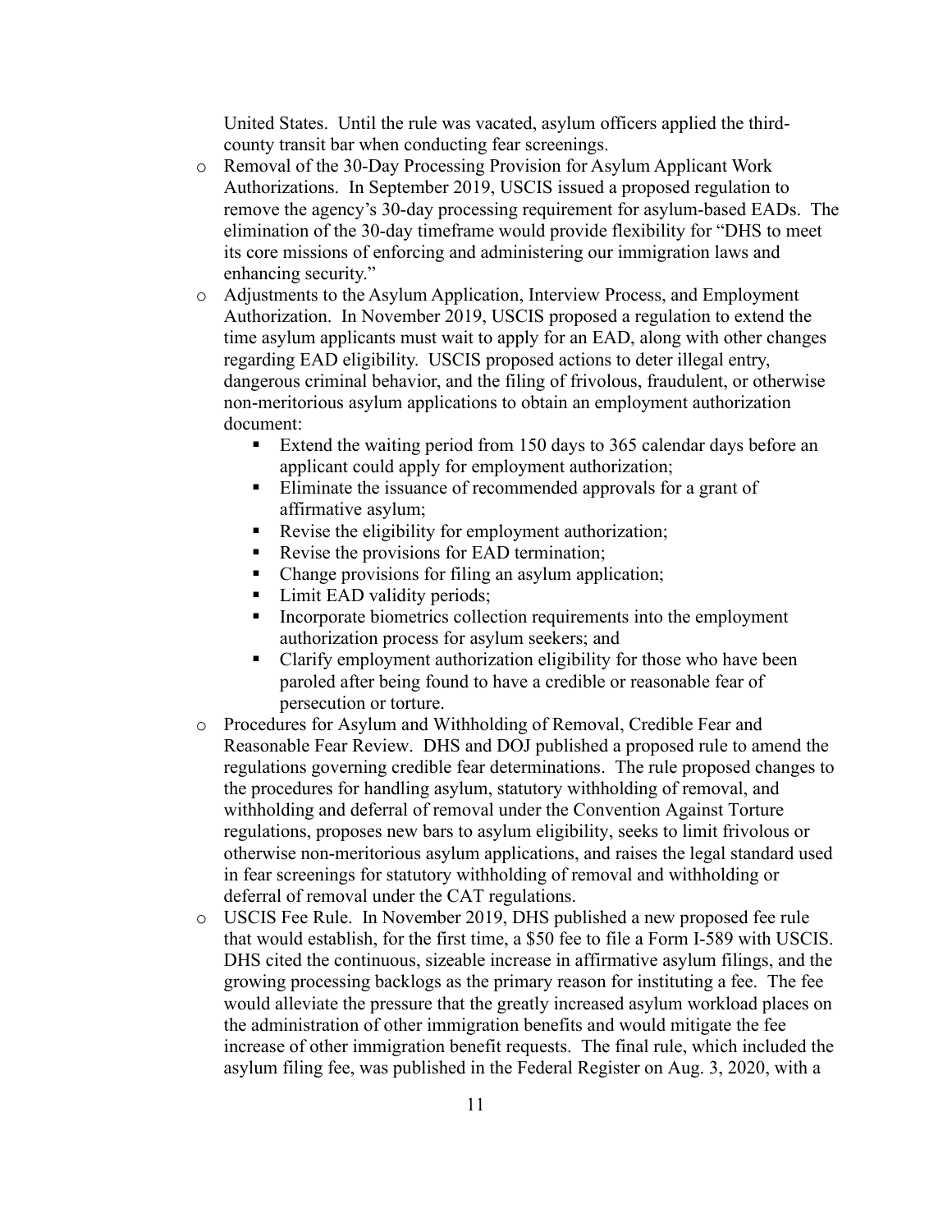United States. Until the rule was vacated, asylum officers applied the third-county transit bar when conducting fear screenings.

- Removal of the 30-Day Processing Provision for Asylum Applicant Work Authorizations. In September 2019, USCIS issued a proposed regulation to remove the agency's 30-day processing requirement for asylum-based EADs. The elimination of the 30-day timeframe would provide flexibility for "DHS to meet its core missions of enforcing and administering our immigration laws and enhancing security."
- Adjustments to the Asylum Application, Interview Process, and Employment Authorization. In November 2019, USCIS proposed a regulation to extend the time asylum applicants must wait to apply for an EAD, along with other changes regarding EAD eligibility. USCIS proposed actions to deter illegal entry, dangerous criminal behavior, and the filing of frivolous, fraudulent, or otherwise non-meritorious asylum applications to obtain an employment authorization document:
  - Extend the waiting period from 150 days to 365 calendar days before an applicant could apply for employment authorization;
  - Eliminate the issuance of recommended approvals for a grant of affirmative asylum;
  - Revise the eligibility for employment authorization;
  - Revise the provisions for EAD termination;
  - Change provisions for filing an asylum application;
  - Limit EAD validity periods;
  - Incorporate biometrics collection requirements into the employment authorization process for asylum seekers; and
  - Clarify employment authorization eligibility for those who have been paroled after being found to have a credible or reasonable fear of persecution or torture.
- Procedures for Asylum and Withholding of Removal, Credible Fear and Reasonable Fear Review. DHS and DOJ published a proposed rule to amend the regulations governing credible fear determinations. The rule proposed changes to the procedures for handling asylum, statutory withholding of removal, and withholding and deferral of removal under the Convention Against Torture regulations, proposes new bars to asylum eligibility, seeks to limit frivolous or otherwise non-meritorious asylum applications, and raises the legal standard used in fear screenings for statutory withholding of removal and withholding or deferral of removal under the CAT regulations.
- USCIS Fee Rule. In November 2019, DHS published a new proposed fee rule that would establish, for the first time, a $50 fee to file a Form I-589 with USCIS. DHS cited the continuous, sizeable increase in affirmative asylum filings, and the growing processing backlogs as the primary reason for instituting a fee. The fee would alleviate the pressure that the greatly increased asylum workload places on the administration of other immigration benefits and would mitigate the fee increase of other immigration benefit requests. The final rule, which included the asylum filing fee, was published in the Federal Register on Aug. 3, 2020, with a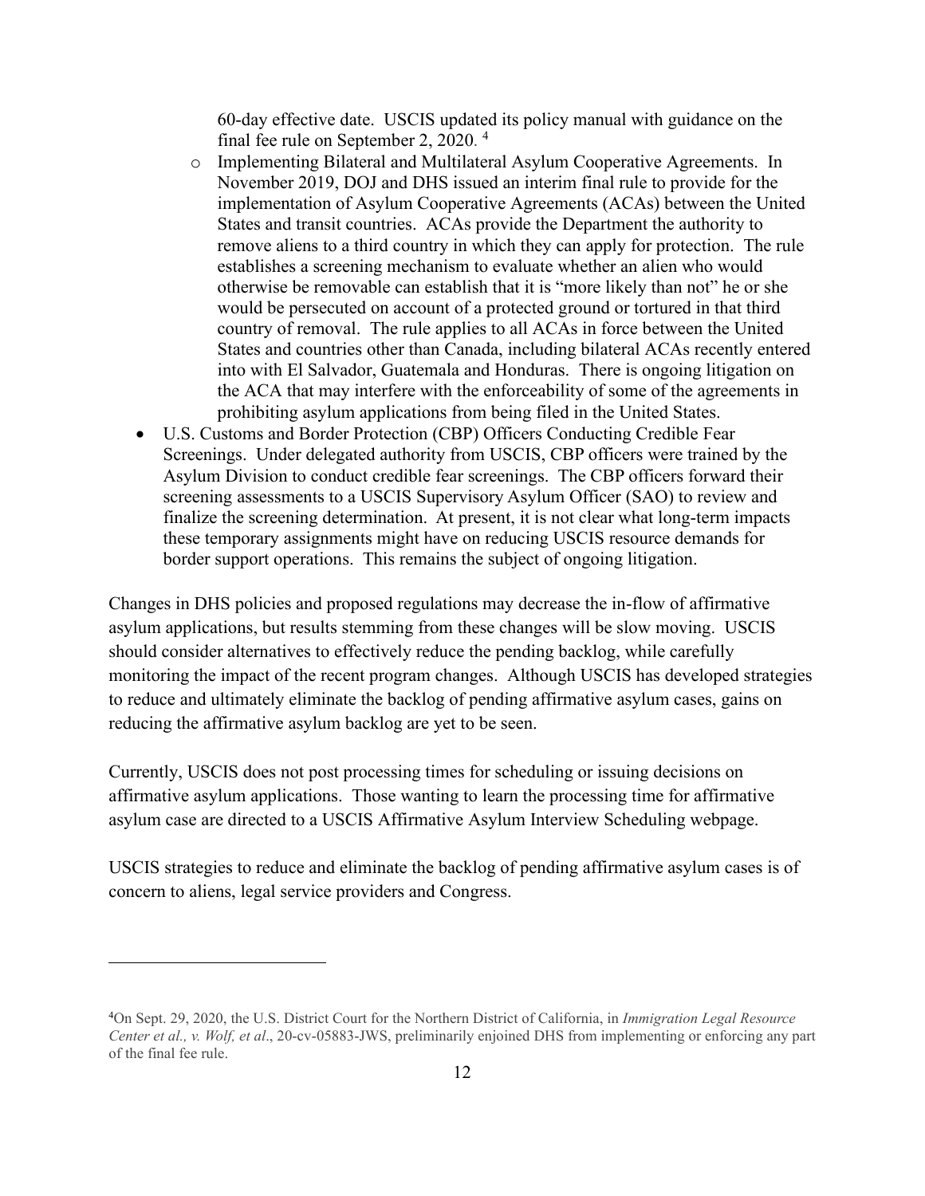60-day effective date. USCIS updated its policy manual with guidance on the final fee rule on September 2, 2020. [4]

   - Implementing Bilateral and Multilateral Asylum Cooperative Agreements. In November 2019, DOJ and DHS issued an interim final rule to provide for the implementation of Asylum Cooperative Agreements (ACAs) between the United States and transit countries. ACAs provide the Department the authority to remove aliens to a third country in which they can apply for protection. The rule establishes a screening mechanism to evaluate whether an alien who would otherwise be removable can establish that it is "more likely than not" he or she would be persecuted on account of a protected ground or tortured in that third country of removal. The rule applies to all ACAs in force between the United States and countries other than Canada, including bilateral ACAs recently entered into with El Salvador, Guatemala and Honduras. There is ongoing litigation on the ACA that may interfere with the enforceability of some of the agreements in prohibiting asylum applications from being filed in the United States.

- U.S. Customs and Border Protection (CBP) Officers Conducting Credible Fear Screenings. Under delegated authority from USCIS, CBP officers were trained by the Asylum Division to conduct credible fear screenings. The CBP officers forward their screening assessments to a USCIS Supervisory Asylum Officer (SAO) to review and finalize the screening determination. At present, it is not clear what long-term impacts these temporary assignments might have on reducing USCIS resource demands for border support operations. This remains the subject of ongoing litigation.

Changes in DHS policies and proposed regulations may decrease the in-flow of affirmative asylum applications, but results stemming from these changes will be slow moving. USCIS should consider alternatives to effectively reduce the pending backlog, while carefully monitoring the impact of the recent program changes. Although USCIS has developed strategies to reduce and ultimately eliminate the backlog of pending affirmative asylum cases, gains on reducing the affirmative asylum backlog are yet to be seen.

Currently, USCIS does not post processing times for scheduling or issuing decisions on affirmative asylum applications. Those wanting to learn the processing time for affirmative asylum case are directed to a USCIS Affirmative Asylum Interview Scheduling webpage.

USCIS strategies to reduce and eliminate the backlog of pending affirmative asylum cases is of concern to aliens, legal service providers and Congress.

---

[4] On Sept. 29, 2020, the U.S. District Court for the Northern District of California, in *Immigration Legal Resource Center et al., v. Wolf, et al*., 20-cv-05883-JWS, preliminarily enjoined DHS from implementing or enforcing any part of the final fee rule.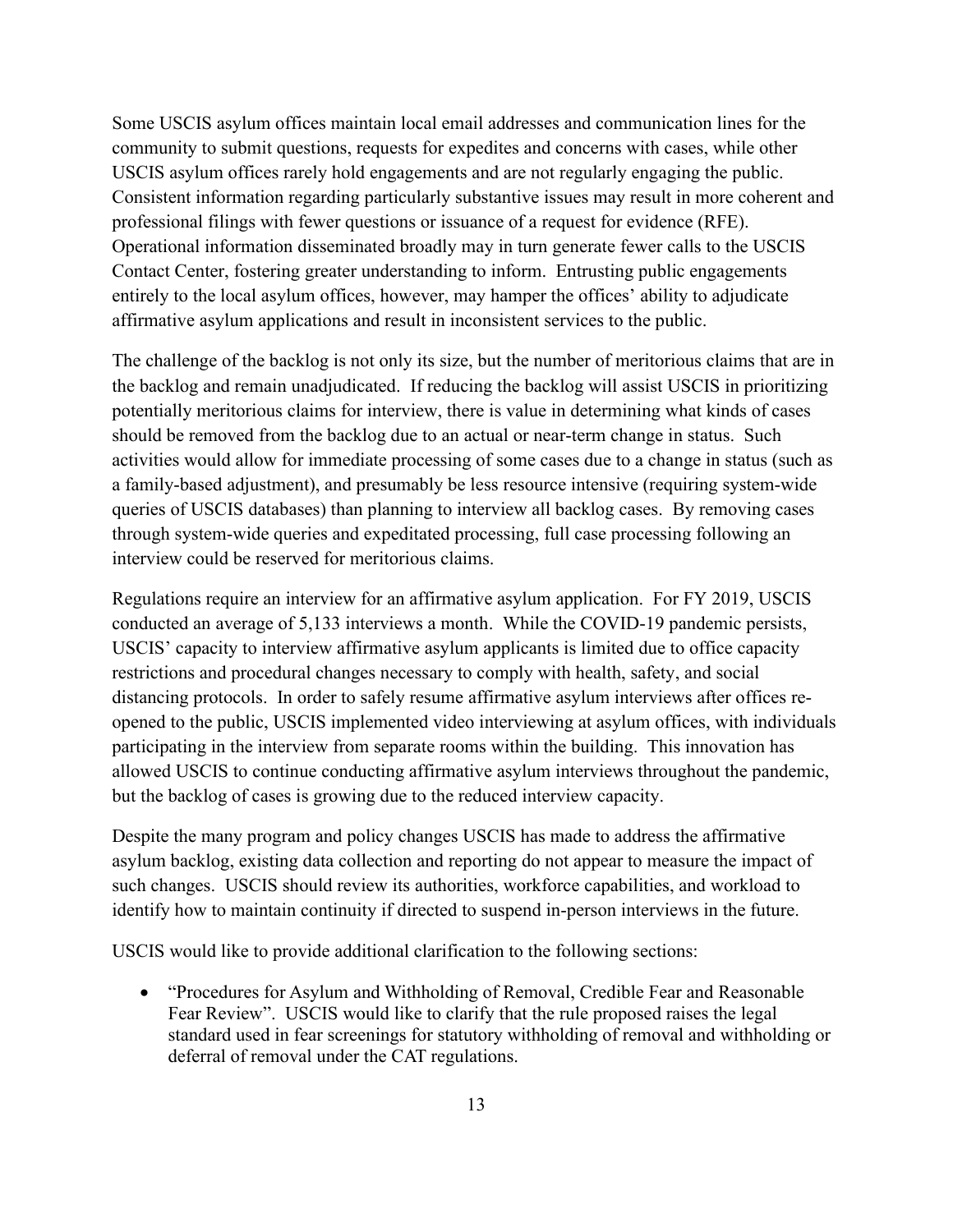Some USCIS asylum offices maintain local email addresses and communication lines for the community to submit questions, requests for expedites and concerns with cases, while other USCIS asylum offices rarely hold engagements and are not regularly engaging the public. Consistent information regarding particularly substantive issues may result in more coherent and professional filings with fewer questions or issuance of a request for evidence (RFE). Operational information disseminated broadly may in turn generate fewer calls to the USCIS Contact Center, fostering greater understanding to inform. Entrusting public engagements entirely to the local asylum offices, however, may hamper the offices' ability to adjudicate affirmative asylum applications and result in inconsistent services to the public.

The challenge of the backlog is not only its size, but the number of meritorious claims that are in the backlog and remain unadjudicated. If reducing the backlog will assist USCIS in prioritizing potentially meritorious claims for interview, there is value in determining what kinds of cases should be removed from the backlog due to an actual or near-term change in status. Such activities would allow for immediate processing of some cases due to a change in status (such as a family-based adjustment), and presumably be less resource intensive (requiring system-wide queries of USCIS databases) than planning to interview all backlog cases. By removing cases through system-wide queries and expeditated processing, full case processing following an interview could be reserved for meritorious claims.

Regulations require an interview for an affirmative asylum application. For FY 2019, USCIS conducted an average of 5,133 interviews a month. While the COVID-19 pandemic persists, USCIS' capacity to interview affirmative asylum applicants is limited due to office capacity restrictions and procedural changes necessary to comply with health, safety, and social distancing protocols. In order to safely resume affirmative asylum interviews after offices re-opened to the public, USCIS implemented video interviewing at asylum offices, with individuals participating in the interview from separate rooms within the building. This innovation has allowed USCIS to continue conducting affirmative asylum interviews throughout the pandemic, but the backlog of cases is growing due to the reduced interview capacity.

Despite the many program and policy changes USCIS has made to address the affirmative asylum backlog, existing data collection and reporting do not appear to measure the impact of such changes. USCIS should review its authorities, workforce capabilities, and workload to identify how to maintain continuity if directed to suspend in-person interviews in the future.

USCIS would like to provide additional clarification to the following sections:

- "Procedures for Asylum and Withholding of Removal, Credible Fear and Reasonable Fear Review". USCIS would like to clarify that the rule proposed raises the legal standard used in fear screenings for statutory withholding of removal and withholding or deferral of removal under the CAT regulations.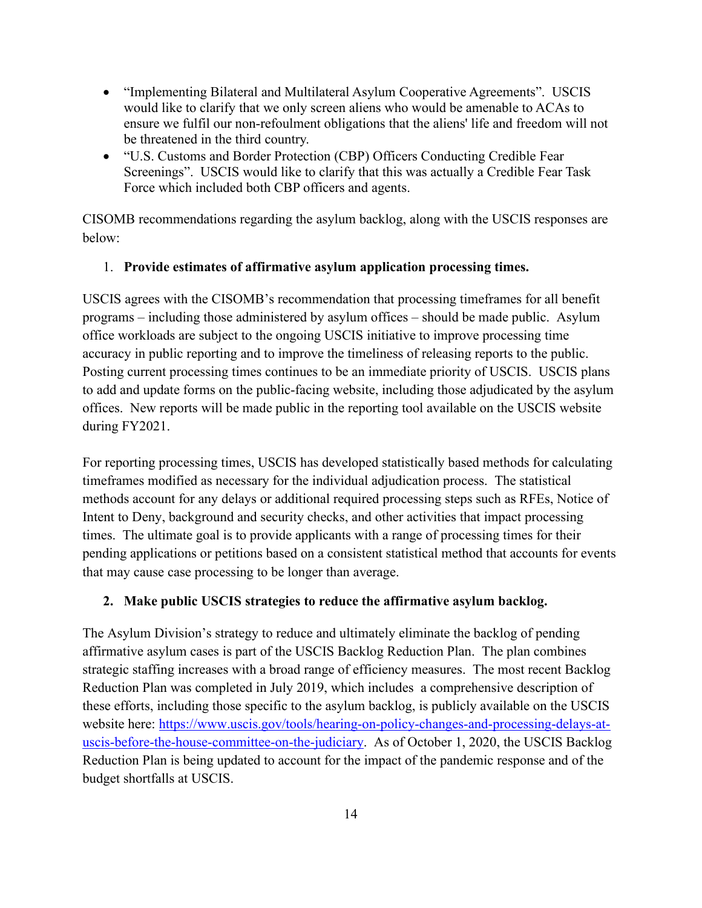- “Implementing Bilateral and Multilateral Asylum Cooperative Agreements”. USCIS would like to clarify that we only screen aliens who would be amenable to ACAs to ensure we fulfil our non-refoulment obligations that the aliens' life and freedom will not be threatened in the third country.
- “U.S. Customs and Border Protection (CBP) Officers Conducting Credible Fear Screenings”. USCIS would like to clarify that this was actually a Credible Fear Task Force which included both CBP officers and agents.

CISOMB recommendations regarding the asylum backlog, along with the USCIS responses are below:

1. **Provide estimates of affirmative asylum application processing times.**

USCIS agrees with the CISOMB’s recommendation that processing timeframes for all benefit programs – including those administered by asylum offices – should be made public. Asylum office workloads are subject to the ongoing USCIS initiative to improve processing time accuracy in public reporting and to improve the timeliness of releasing reports to the public. Posting current processing times continues to be an immediate priority of USCIS. USCIS plans to add and update forms on the public-facing website, including those adjudicated by the asylum offices. New reports will be made public in the reporting tool available on the USCIS website during FY2021.

For reporting processing times, USCIS has developed statistically based methods for calculating timeframes modified as necessary for the individual adjudication process. The statistical methods account for any delays or additional required processing steps such as RFEs, Notice of Intent to Deny, background and security checks, and other activities that impact processing times. The ultimate goal is to provide applicants with a range of processing times for their pending applications or petitions based on a consistent statistical method that accounts for events that may cause case processing to be longer than average.

2. **Make public USCIS strategies to reduce the affirmative asylum backlog.**

The Asylum Division’s strategy to reduce and ultimately eliminate the backlog of pending affirmative asylum cases is part of the USCIS Backlog Reduction Plan. The plan combines strategic staffing increases with a broad range of efficiency measures. The most recent Backlog Reduction Plan was completed in July 2019, which includes a comprehensive description of these efforts, including those specific to the asylum backlog, is publicly available on the USCIS website here: https://www.uscis.gov/tools/hearing-on-policy-changes-and-processing-delays-at-uscis-before-the-house-committee-on-the-judiciary. As of October 1, 2020, the USCIS Backlog Reduction Plan is being updated to account for the impact of the pandemic response and of the budget shortfalls at USCIS.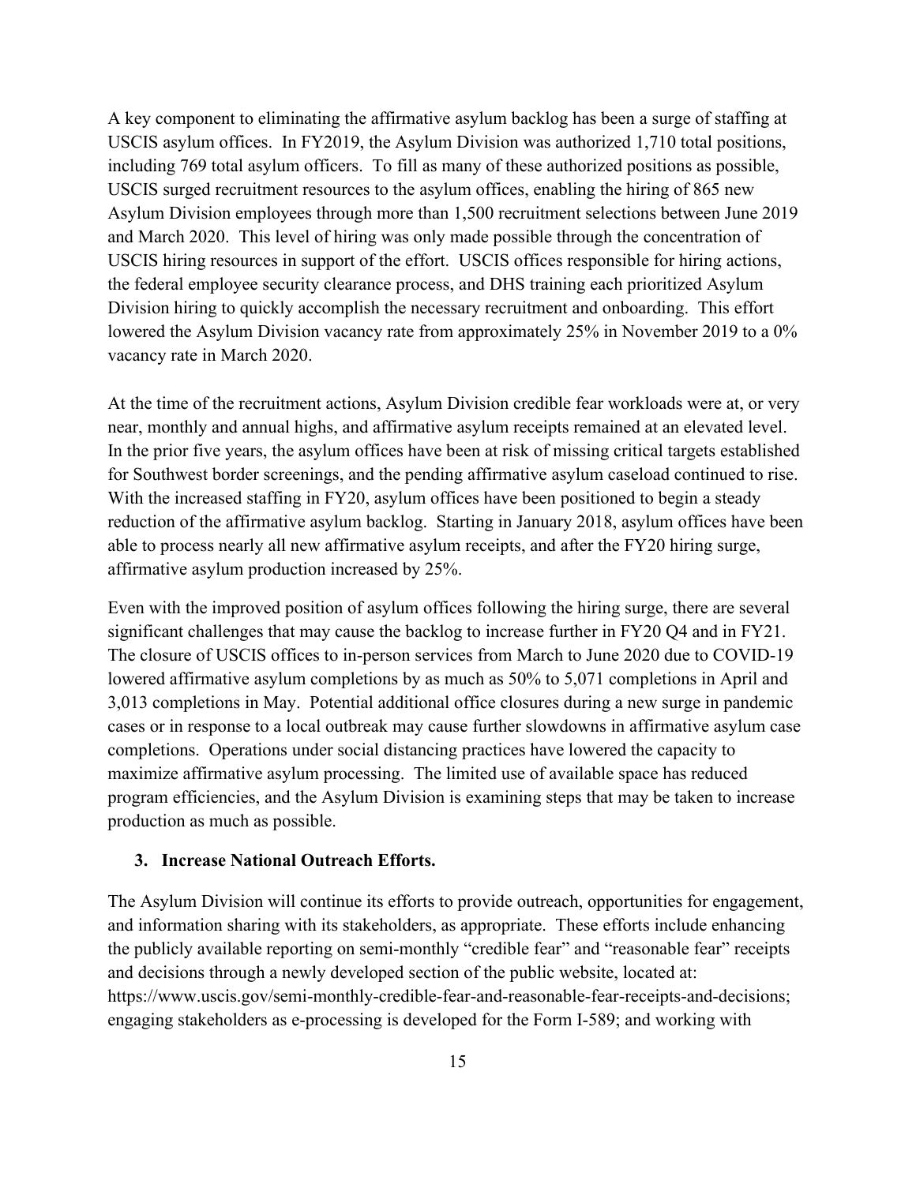A key component to eliminating the affirmative asylum backlog has been a surge of staffing at USCIS asylum offices. In FY2019, the Asylum Division was authorized 1,710 total positions, including 769 total asylum officers. To fill as many of these authorized positions as possible, USCIS surged recruitment resources to the asylum offices, enabling the hiring of 865 new Asylum Division employees through more than 1,500 recruitment selections between June 2019 and March 2020. This level of hiring was only made possible through the concentration of USCIS hiring resources in support of the effort. USCIS offices responsible for hiring actions, the federal employee security clearance process, and DHS training each prioritized Asylum Division hiring to quickly accomplish the necessary recruitment and onboarding. This effort lowered the Asylum Division vacancy rate from approximately 25% in November 2019 to a 0% vacancy rate in March 2020.

At the time of the recruitment actions, Asylum Division credible fear workloads were at, or very near, monthly and annual highs, and affirmative asylum receipts remained at an elevated level. In the prior five years, the asylum offices have been at risk of missing critical targets established for Southwest border screenings, and the pending affirmative asylum caseload continued to rise. With the increased staffing in FY20, asylum offices have been positioned to begin a steady reduction of the affirmative asylum backlog. Starting in January 2018, asylum offices have been able to process nearly all new affirmative asylum receipts, and after the FY20 hiring surge, affirmative asylum production increased by 25%.

Even with the improved position of asylum offices following the hiring surge, there are several significant challenges that may cause the backlog to increase further in FY20 Q4 and in FY21. The closure of USCIS offices to in-person services from March to June 2020 due to COVID-19 lowered affirmative asylum completions by as much as 50% to 5,071 completions in April and 3,013 completions in May. Potential additional office closures during a new surge in pandemic cases or in response to a local outbreak may cause further slowdowns in affirmative asylum case completions. Operations under social distancing practices have lowered the capacity to maximize affirmative asylum processing. The limited use of available space has reduced program efficiencies, and the Asylum Division is examining steps that may be taken to increase production as much as possible.

**3. Increase National Outreach Efforts.**

The Asylum Division will continue its efforts to provide outreach, opportunities for engagement, and information sharing with its stakeholders, as appropriate. These efforts include enhancing the publicly available reporting on semi-monthly "credible fear" and "reasonable fear" receipts and decisions through a newly developed section of the public website, located at: https://www.uscis.gov/semi-monthly-credible-fear-and-reasonable-fear-receipts-and-decisions; engaging stakeholders as e-processing is developed for the Form I-589; and working with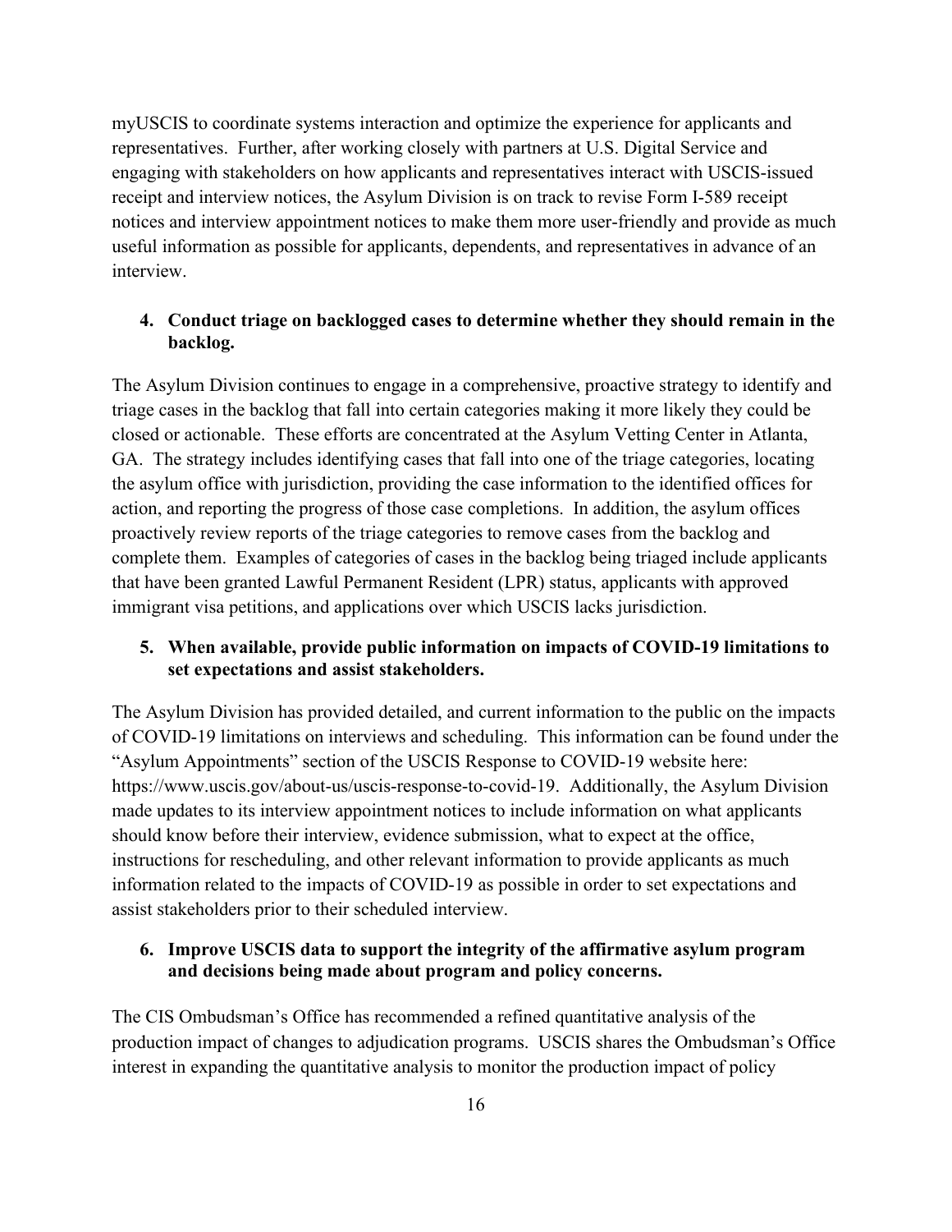myUSCIS to coordinate systems interaction and optimize the experience for applicants and representatives. Further, after working closely with partners at U.S. Digital Service and engaging with stakeholders on how applicants and representatives interact with USCIS-issued receipt and interview notices, the Asylum Division is on track to revise Form I-589 receipt notices and interview appointment notices to make them more user-friendly and provide as much useful information as possible for applicants, dependents, and representatives in advance of an interview.

**4. Conduct triage on backlogged cases to determine whether they should remain in the backlog.**

The Asylum Division continues to engage in a comprehensive, proactive strategy to identify and triage cases in the backlog that fall into certain categories making it more likely they could be closed or actionable. These efforts are concentrated at the Asylum Vetting Center in Atlanta, GA. The strategy includes identifying cases that fall into one of the triage categories, locating the asylum office with jurisdiction, providing the case information to the identified offices for action, and reporting the progress of those case completions. In addition, the asylum offices proactively review reports of the triage categories to remove cases from the backlog and complete them. Examples of categories of cases in the backlog being triaged include applicants that have been granted Lawful Permanent Resident (LPR) status, applicants with approved immigrant visa petitions, and applications over which USCIS lacks jurisdiction.

**5. When available, provide public information on impacts of COVID-19 limitations to set expectations and assist stakeholders.**

The Asylum Division has provided detailed, and current information to the public on the impacts of COVID-19 limitations on interviews and scheduling. This information can be found under the "Asylum Appointments" section of the USCIS Response to COVID-19 website here: https://www.uscis.gov/about-us/uscis-response-to-covid-19. Additionally, the Asylum Division made updates to its interview appointment notices to include information on what applicants should know before their interview, evidence submission, what to expect at the office, instructions for rescheduling, and other relevant information to provide applicants as much information related to the impacts of COVID-19 as possible in order to set expectations and assist stakeholders prior to their scheduled interview.

**6. Improve USCIS data to support the integrity of the affirmative asylum program and decisions being made about program and policy concerns.**

The CIS Ombudsman's Office has recommended a refined quantitative analysis of the production impact of changes to adjudication programs. USCIS shares the Ombudsman's Office interest in expanding the quantitative analysis to monitor the production impact of policy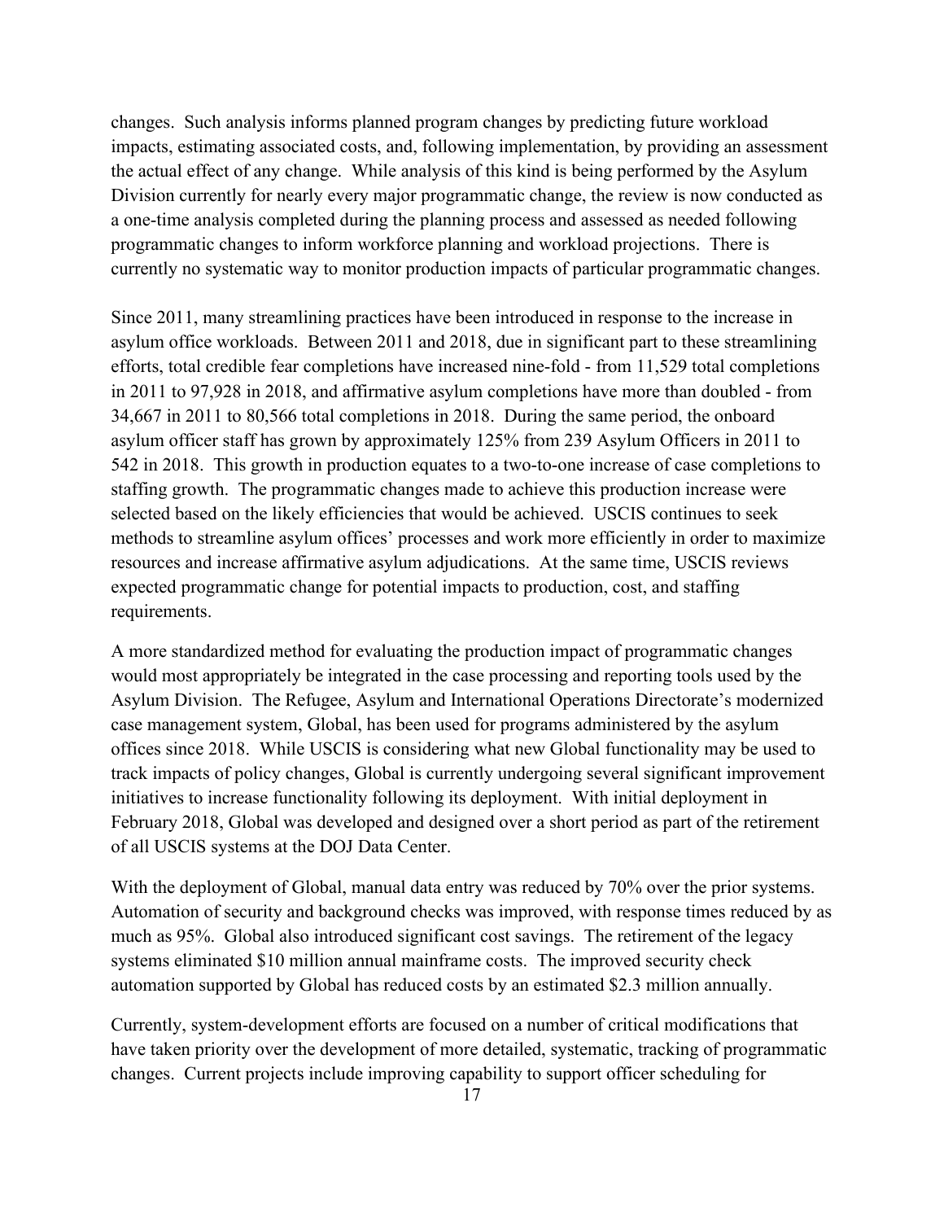changes. Such analysis informs planned program changes by predicting future workload impacts, estimating associated costs, and, following implementation, by providing an assessment the actual effect of any change. While analysis of this kind is being performed by the Asylum Division currently for nearly every major programmatic change, the review is now conducted as a one-time analysis completed during the planning process and assessed as needed following programmatic changes to inform workforce planning and workload projections. There is currently no systematic way to monitor production impacts of particular programmatic changes.

Since 2011, many streamlining practices have been introduced in response to the increase in asylum office workloads. Between 2011 and 2018, due in significant part to these streamlining efforts, total credible fear completions have increased nine-fold - from 11,529 total completions in 2011 to 97,928 in 2018, and affirmative asylum completions have more than doubled - from 34,667 in 2011 to 80,566 total completions in 2018. During the same period, the onboard asylum officer staff has grown by approximately 125% from 239 Asylum Officers in 2011 to 542 in 2018. This growth in production equates to a two-to-one increase of case completions to staffing growth. The programmatic changes made to achieve this production increase were selected based on the likely efficiencies that would be achieved. USCIS continues to seek methods to streamline asylum offices' processes and work more efficiently in order to maximize resources and increase affirmative asylum adjudications. At the same time, USCIS reviews expected programmatic change for potential impacts to production, cost, and staffing requirements.

A more standardized method for evaluating the production impact of programmatic changes would most appropriately be integrated in the case processing and reporting tools used by the Asylum Division. The Refugee, Asylum and International Operations Directorate's modernized case management system, Global, has been used for programs administered by the asylum offices since 2018. While USCIS is considering what new Global functionality may be used to track impacts of policy changes, Global is currently undergoing several significant improvement initiatives to increase functionality following its deployment. With initial deployment in February 2018, Global was developed and designed over a short period as part of the retirement of all USCIS systems at the DOJ Data Center.

With the deployment of Global, manual data entry was reduced by 70% over the prior systems. Automation of security and background checks was improved, with response times reduced by as much as 95%. Global also introduced significant cost savings. The retirement of the legacy systems eliminated $10 million annual mainframe costs. The improved security check automation supported by Global has reduced costs by an estimated $2.3 million annually.

Currently, system-development efforts are focused on a number of critical modifications that have taken priority over the development of more detailed, systematic, tracking of programmatic changes. Current projects include improving capability to support officer scheduling for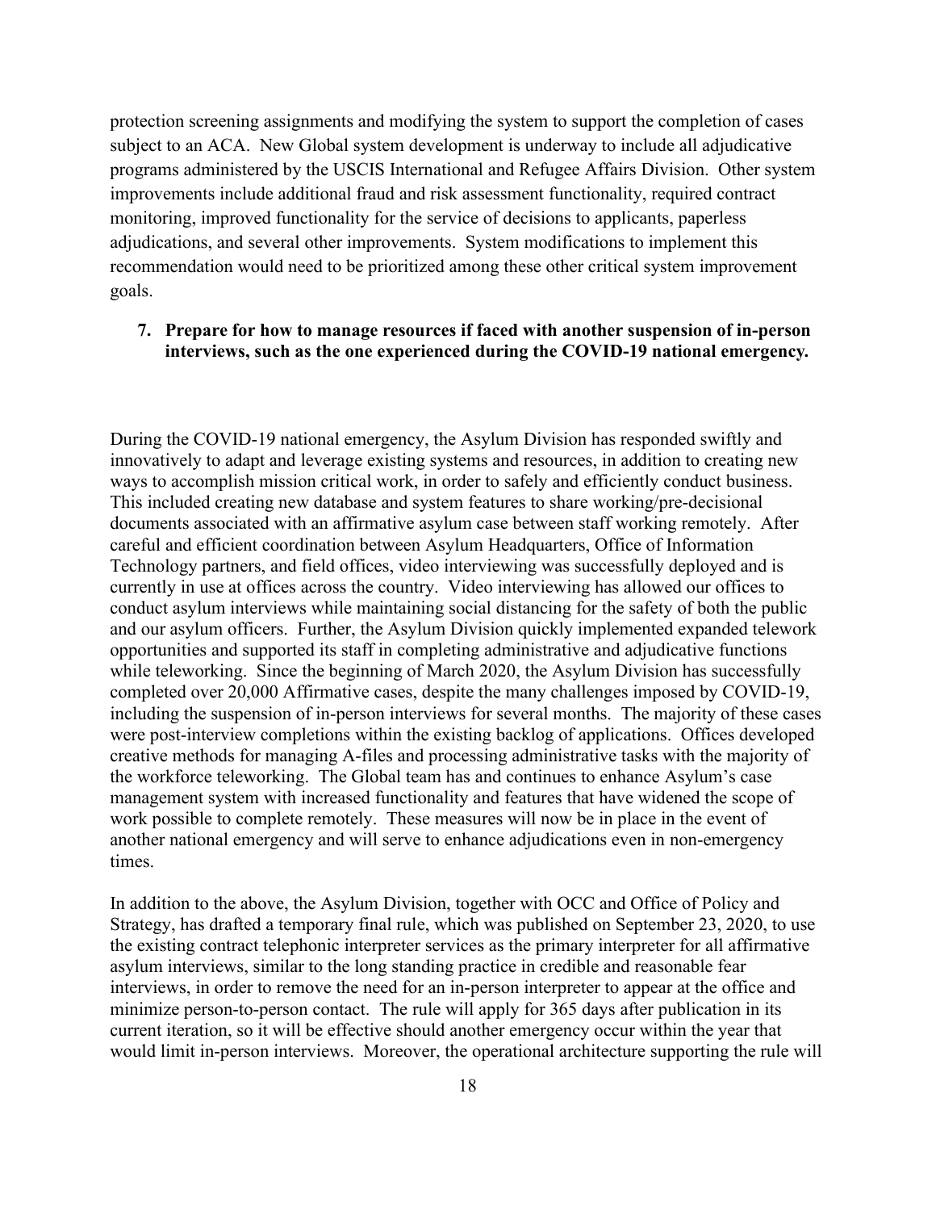protection screening assignments and modifying the system to support the completion of cases subject to an ACA. New Global system development is underway to include all adjudicative programs administered by the USCIS International and Refugee Affairs Division. Other system improvements include additional fraud and risk assessment functionality, required contract monitoring, improved functionality for the service of decisions to applicants, paperless adjudications, and several other improvements. System modifications to implement this recommendation would need to be prioritized among these other critical system improvement goals.

7. **Prepare for how to manage resources if faced with another suspension of in-person interviews, such as the one experienced during the COVID-19 national emergency.**

During the COVID-19 national emergency, the Asylum Division has responded swiftly and innovatively to adapt and leverage existing systems and resources, in addition to creating new ways to accomplish mission critical work, in order to safely and efficiently conduct business. This included creating new database and system features to share working/pre-decisional documents associated with an affirmative asylum case between staff working remotely. After careful and efficient coordination between Asylum Headquarters, Office of Information Technology partners, and field offices, video interviewing was successfully deployed and is currently in use at offices across the country. Video interviewing has allowed our offices to conduct asylum interviews while maintaining social distancing for the safety of both the public and our asylum officers. Further, the Asylum Division quickly implemented expanded telework opportunities and supported its staff in completing administrative and adjudicative functions while teleworking. Since the beginning of March 2020, the Asylum Division has successfully completed over 20,000 Affirmative cases, despite the many challenges imposed by COVID-19, including the suspension of in-person interviews for several months. The majority of these cases were post-interview completions within the existing backlog of applications. Offices developed creative methods for managing A-files and processing administrative tasks with the majority of the workforce teleworking. The Global team has and continues to enhance Asylum's case management system with increased functionality and features that have widened the scope of work possible to complete remotely. These measures will now be in place in the event of another national emergency and will serve to enhance adjudications even in non-emergency times.

In addition to the above, the Asylum Division, together with OCC and Office of Policy and Strategy, has drafted a temporary final rule, which was published on September 23, 2020, to use the existing contract telephonic interpreter services as the primary interpreter for all affirmative asylum interviews, similar to the long standing practice in credible and reasonable fear interviews, in order to remove the need for an in-person interpreter to appear at the office and minimize person-to-person contact. The rule will apply for 365 days after publication in its current iteration, so it will be effective should another emergency occur within the year that would limit in-person interviews. Moreover, the operational architecture supporting the rule will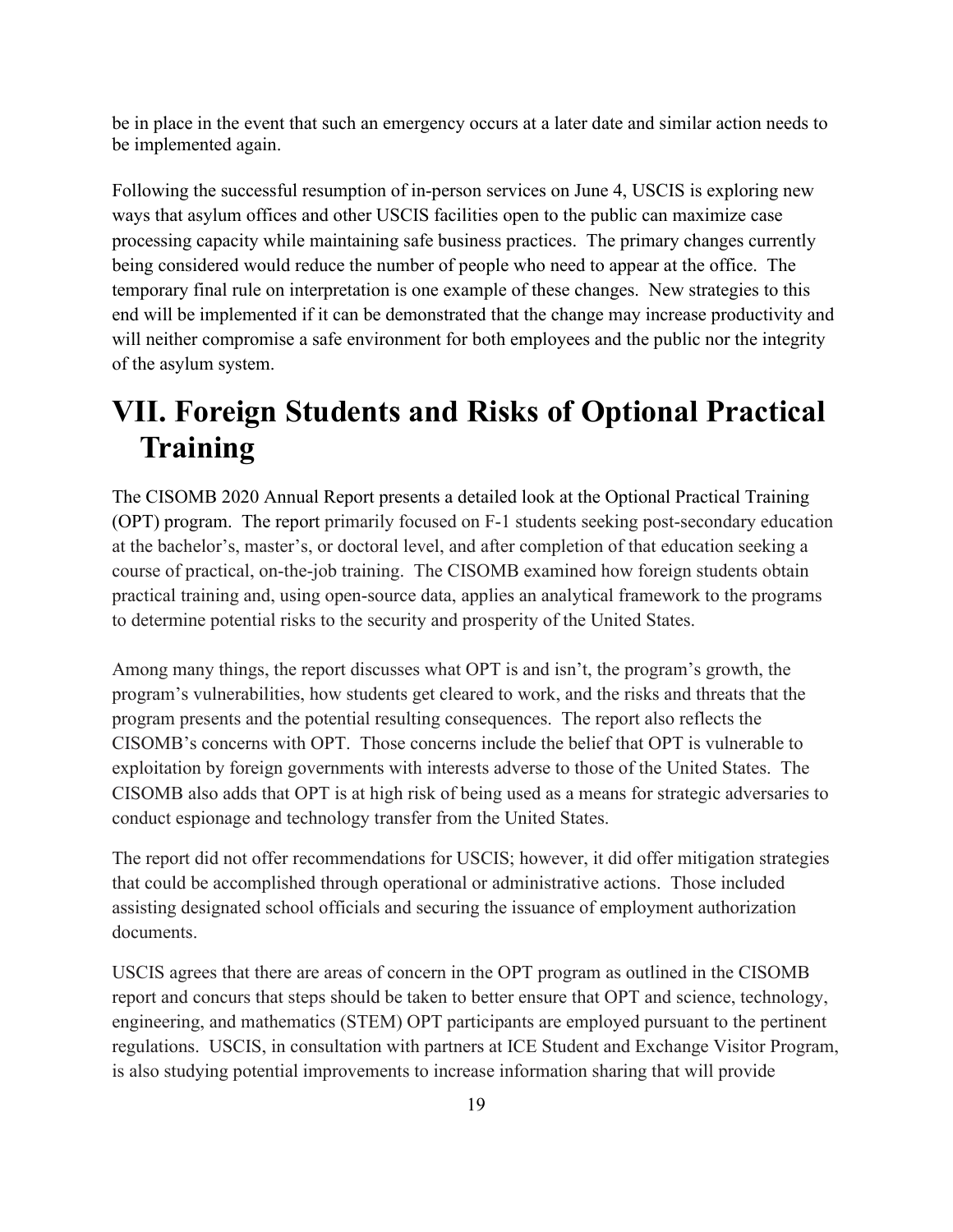be in place in the event that such an emergency occurs at a later date and similar action needs to be implemented again.

Following the successful resumption of in-person services on June 4, USCIS is exploring new ways that asylum offices and other USCIS facilities open to the public can maximize case processing capacity while maintaining safe business practices. The primary changes currently being considered would reduce the number of people who need to appear at the office. The temporary final rule on interpretation is one example of these changes. New strategies to this end will be implemented if it can be demonstrated that the change may increase productivity and will neither compromise a safe environment for both employees and the public nor the integrity of the asylum system.

# VII. Foreign Students and Risks of Optional Practical Training

The CISOMB 2020 Annual Report presents a detailed look at the Optional Practical Training (OPT) program. The report primarily focused on F-1 students seeking post-secondary education at the bachelor's, master's, or doctoral level, and after completion of that education seeking a course of practical, on-the-job training. The CISOMB examined how foreign students obtain practical training and, using open-source data, applies an analytical framework to the programs to determine potential risks to the security and prosperity of the United States.

Among many things, the report discusses what OPT is and isn't, the program's growth, the program's vulnerabilities, how students get cleared to work, and the risks and threats that the program presents and the potential resulting consequences. The report also reflects the CISOMB's concerns with OPT. Those concerns include the belief that OPT is vulnerable to exploitation by foreign governments with interests adverse to those of the United States. The CISOMB also adds that OPT is at high risk of being used as a means for strategic adversaries to conduct espionage and technology transfer from the United States.

The report did not offer recommendations for USCIS; however, it did offer mitigation strategies that could be accomplished through operational or administrative actions. Those included assisting designated school officials and securing the issuance of employment authorization documents.

USCIS agrees that there are areas of concern in the OPT program as outlined in the CISOMB report and concurs that steps should be taken to better ensure that OPT and science, technology, engineering, and mathematics (STEM) OPT participants are employed pursuant to the pertinent regulations. USCIS, in consultation with partners at ICE Student and Exchange Visitor Program, is also studying potential improvements to increase information sharing that will provide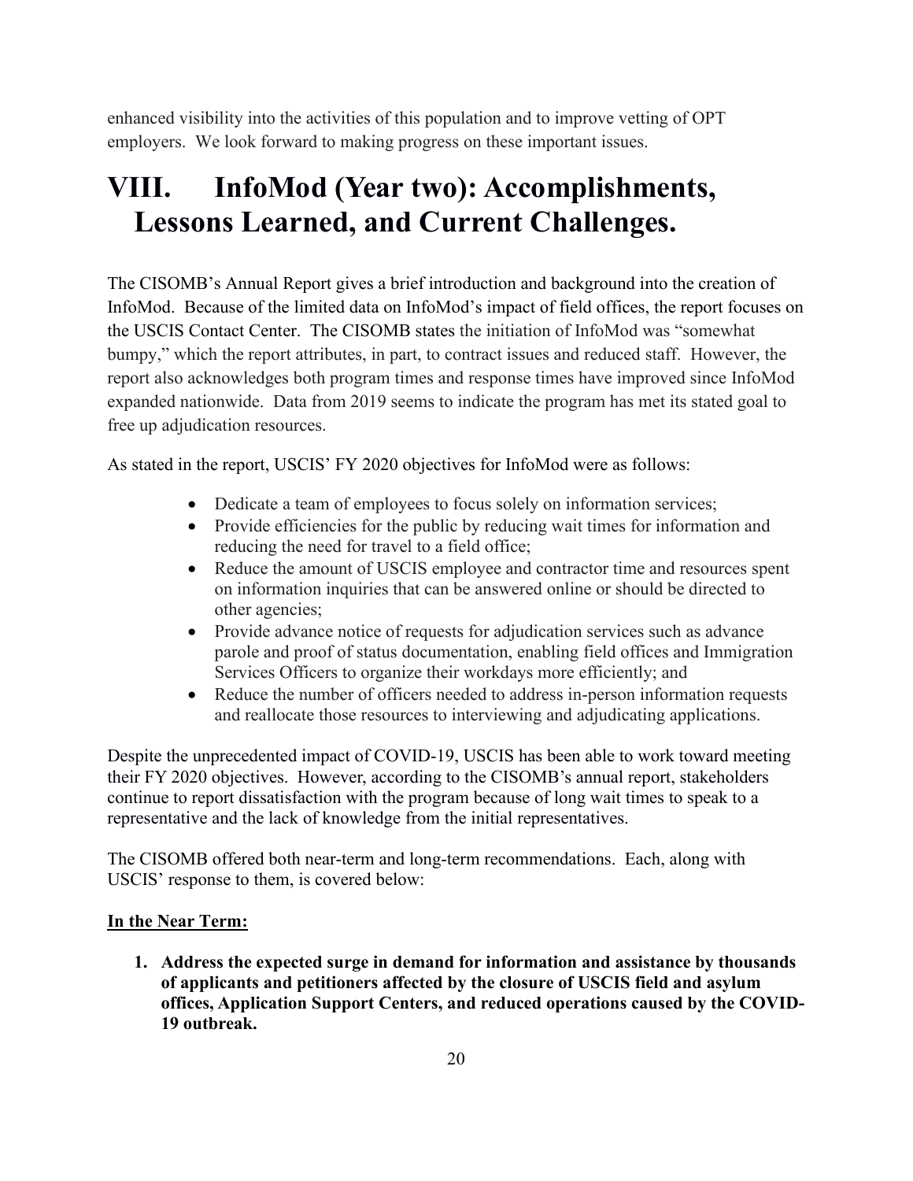enhanced visibility into the activities of this population and to improve vetting of OPT employers. We look forward to making progress on these important issues.

# VIII. InfoMod (Year two): Accomplishments, Lessons Learned, and Current Challenges.

The CISOMB's Annual Report gives a brief introduction and background into the creation of InfoMod. Because of the limited data on InfoMod's impact of field offices, the report focuses on the USCIS Contact Center. The CISOMB states the initiation of InfoMod was "somewhat bumpy," which the report attributes, in part, to contract issues and reduced staff. However, the report also acknowledges both program times and response times have improved since InfoMod expanded nationwide. Data from 2019 seems to indicate the program has met its stated goal to free up adjudication resources.

As stated in the report, USCIS' FY 2020 objectives for InfoMod were as follows:

- Dedicate a team of employees to focus solely on information services;
- Provide efficiencies for the public by reducing wait times for information and reducing the need for travel to a field office;
- Reduce the amount of USCIS employee and contractor time and resources spent on information inquiries that can be answered online or should be directed to other agencies;
- Provide advance notice of requests for adjudication services such as advance parole and proof of status documentation, enabling field offices and Immigration Services Officers to organize their workdays more efficiently; and
- Reduce the number of officers needed to address in-person information requests and reallocate those resources to interviewing and adjudicating applications.

Despite the unprecedented impact of COVID-19, USCIS has been able to work toward meeting their FY 2020 objectives. However, according to the CISOMB's annual report, stakeholders continue to report dissatisfaction with the program because of long wait times to speak to a representative and the lack of knowledge from the initial representatives.

The CISOMB offered both near-term and long-term recommendations. Each, along with USCIS' response to them, is covered below:

**<u>In the Near Term:</u>**

1. **Address the expected surge in demand for information and assistance by thousands of applicants and petitioners affected by the closure of USCIS field and asylum offices, Application Support Centers, and reduced operations caused by the COVID-19 outbreak.**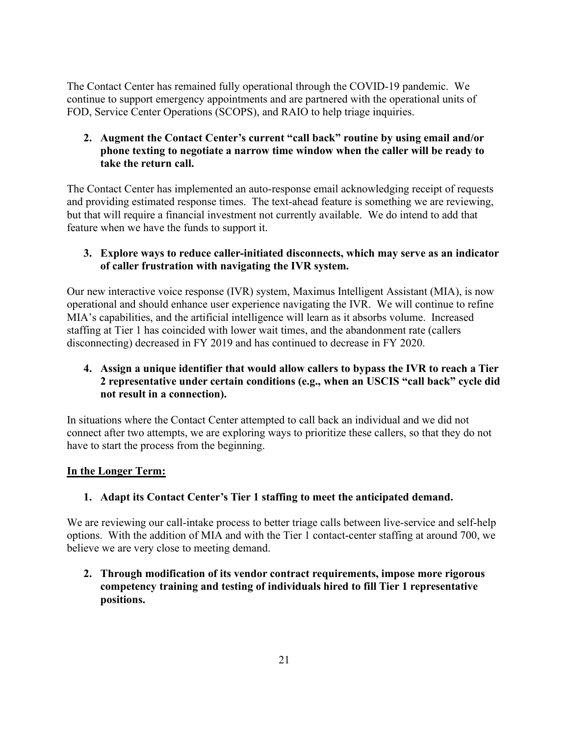The Contact Center has remained fully operational through the COVID-19 pandemic. We continue to support emergency appointments and are partnered with the operational units of FOD, Service Center Operations (SCOPS), and RAIO to help triage inquiries.

2. **Augment the Contact Center's current "call back" routine by using email and/or phone texting to negotiate a narrow time window when the caller will be ready to take the return call.**

The Contact Center has implemented an auto-response email acknowledging receipt of requests and providing estimated response times. The text-ahead feature is something we are reviewing, but that will require a financial investment not currently available. We do intend to add that feature when we have the funds to support it.

3. **Explore ways to reduce caller-initiated disconnects, which may serve as an indicator of caller frustration with navigating the IVR system.**

Our new interactive voice response (IVR) system, Maximus Intelligent Assistant (MIA), is now operational and should enhance user experience navigating the IVR. We will continue to refine MIA's capabilities, and the artificial intelligence will learn as it absorbs volume. Increased staffing at Tier 1 has coincided with lower wait times, and the abandonment rate (callers disconnecting) decreased in FY 2019 and has continued to decrease in FY 2020.

4. **Assign a unique identifier that would allow callers to bypass the IVR to reach a Tier 2 representative under certain conditions (e.g., when an USCIS "call back" cycle did not result in a connection).**

In situations where the Contact Center attempted to call back an individual and we did not connect after two attempts, we are exploring ways to prioritize these callers, so that they do not have to start the process from the beginning.

**<u>In the Longer Term:</u>**

1. **Adapt its Contact Center's Tier 1 staffing to meet the anticipated demand.**

We are reviewing our call-intake process to better triage calls between live-service and self-help options. With the addition of MIA and with the Tier 1 contact-center staffing at around 700, we believe we are very close to meeting demand.

2. **Through modification of its vendor contract requirements, impose more rigorous competency training and testing of individuals hired to fill Tier 1 representative positions.**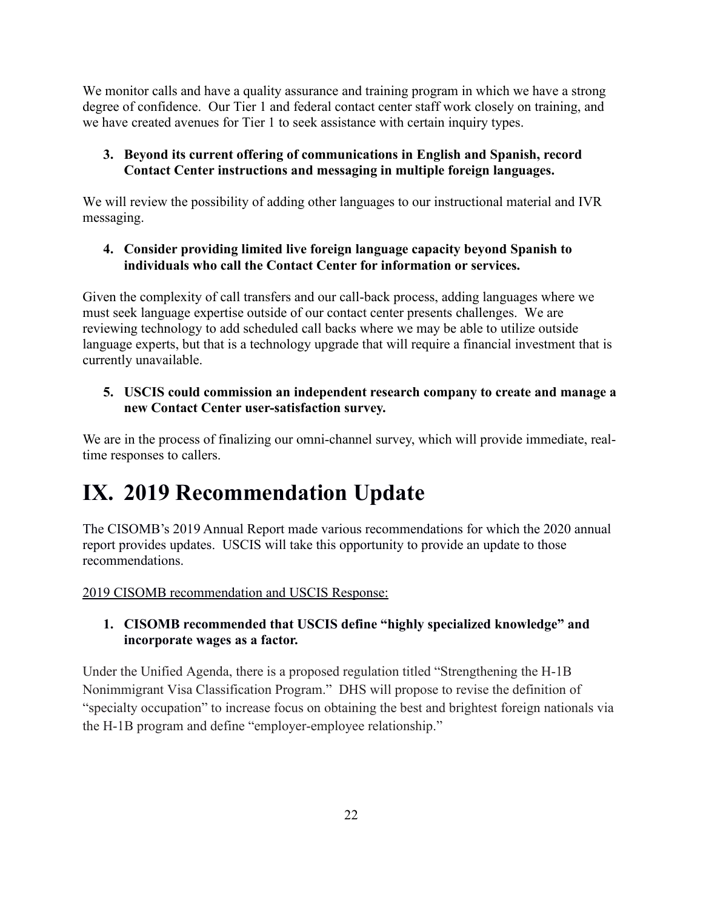We monitor calls and have a quality assurance and training program in which we have a strong degree of confidence. Our Tier 1 and federal contact center staff work closely on training, and we have created avenues for Tier 1 to seek assistance with certain inquiry types.

3. **Beyond its current offering of communications in English and Spanish, record Contact Center instructions and messaging in multiple foreign languages.**

We will review the possibility of adding other languages to our instructional material and IVR messaging.

4. **Consider providing limited live foreign language capacity beyond Spanish to individuals who call the Contact Center for information or services.**

Given the complexity of call transfers and our call-back process, adding languages where we must seek language expertise outside of our contact center presents challenges. We are reviewing technology to add scheduled call backs where we may be able to utilize outside language experts, but that is a technology upgrade that will require a financial investment that is currently unavailable.

5. **USCIS could commission an independent research company to create and manage a new Contact Center user-satisfaction survey.**

We are in the process of finalizing our omni-channel survey, which will provide immediate, real-time responses to callers.

# IX. 2019 Recommendation Update

The CISOMB's 2019 Annual Report made various recommendations for which the 2020 annual report provides updates. USCIS will take this opportunity to provide an update to those recommendations.

2019 CISOMB recommendation and USCIS Response:

1. **CISOMB recommended that USCIS define "highly specialized knowledge" and incorporate wages as a factor.**

Under the Unified Agenda, there is a proposed regulation titled "Strengthening the H-1B Nonimmigrant Visa Classification Program." DHS will propose to revise the definition of "specialty occupation" to increase focus on obtaining the best and brightest foreign nationals via the H-1B program and define "employer-employee relationship."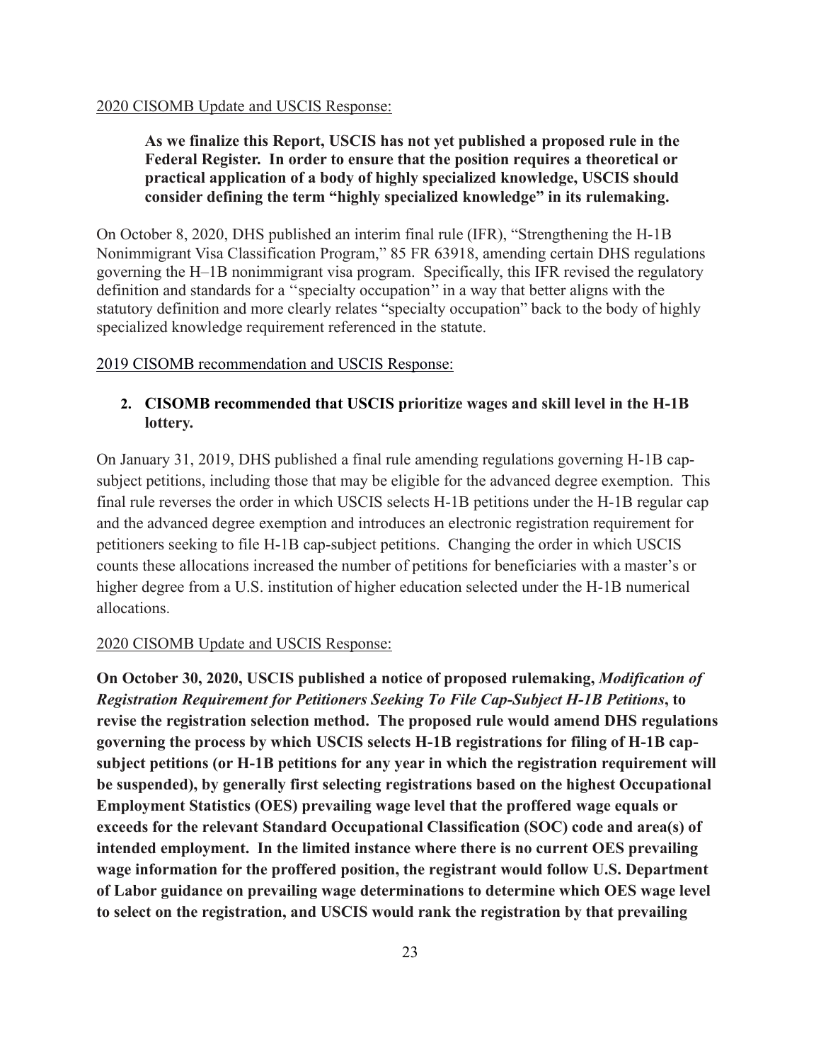2020 CISOMB Update and USCIS Response:

> **As we finalize this Report, USCIS has not yet published a proposed rule in the Federal Register. In order to ensure that the position requires a theoretical or practical application of a body of highly specialized knowledge, USCIS should consider defining the term "highly specialized knowledge" in its rulemaking.**

On October 8, 2020, DHS published an interim final rule (IFR), "Strengthening the H-1B Nonimmigrant Visa Classification Program," 85 FR 63918, amending certain DHS regulations governing the H–1B nonimmigrant visa program. Specifically, this IFR revised the regulatory definition and standards for a ''specialty occupation'' in a way that better aligns with the statutory definition and more clearly relates "specialty occupation" back to the body of highly specialized knowledge requirement referenced in the statute.

2019 CISOMB recommendation and USCIS Response:

2. **CISOMB recommended that USCIS prioritize wages and skill level in the H-1B lottery.**

On January 31, 2019, DHS published a final rule amending regulations governing H-1B cap-subject petitions, including those that may be eligible for the advanced degree exemption. This final rule reverses the order in which USCIS selects H-1B petitions under the H-1B regular cap and the advanced degree exemption and introduces an electronic registration requirement for petitioners seeking to file H-1B cap-subject petitions. Changing the order in which USCIS counts these allocations increased the number of petitions for beneficiaries with a master's or higher degree from a U.S. institution of higher education selected under the H-1B numerical allocations.

2020 CISOMB Update and USCIS Response:

**On October 30, 2020, USCIS published a notice of proposed rulemaking, *Modification of Registration Requirement for Petitioners Seeking To File Cap-Subject H-1B Petitions*, to revise the registration selection method. The proposed rule would amend DHS regulations governing the process by which USCIS selects H-1B registrations for filing of H-1B cap-subject petitions (or H-1B petitions for any year in which the registration requirement will be suspended), by generally first selecting registrations based on the highest Occupational Employment Statistics (OES) prevailing wage level that the proffered wage equals or exceeds for the relevant Standard Occupational Classification (SOC) code and area(s) of intended employment. In the limited instance where there is no current OES prevailing wage information for the proffered position, the registrant would follow U.S. Department of Labor guidance on prevailing wage determinations to determine which OES wage level to select on the registration, and USCIS would rank the registration by that prevailing**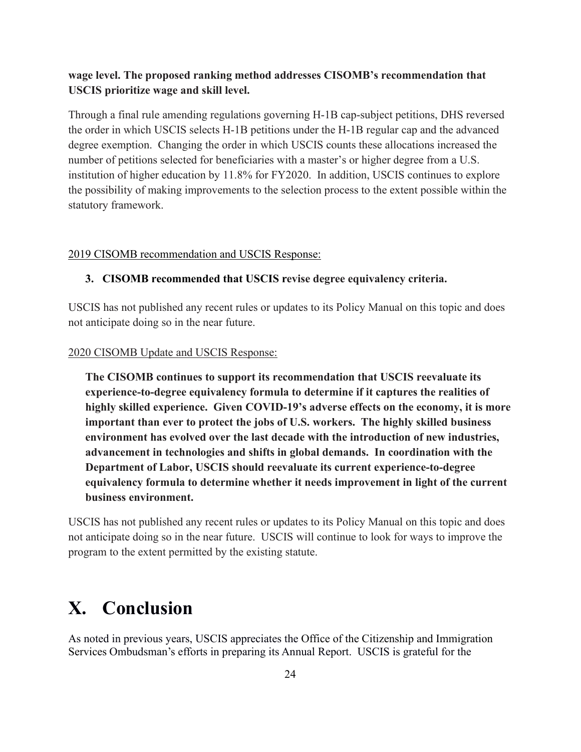**wage level. The proposed ranking method addresses CISOMB's recommendation that USCIS prioritize wage and skill level.**

Through a final rule amending regulations governing H-1B cap-subject petitions, DHS reversed the order in which USCIS selects H-1B petitions under the H-1B regular cap and the advanced degree exemption. Changing the order in which USCIS counts these allocations increased the number of petitions selected for beneficiaries with a master's or higher degree from a U.S. institution of higher education by 11.8% for FY2020. In addition, USCIS continues to explore the possibility of making improvements to the selection process to the extent possible within the statutory framework.

2019 CISOMB recommendation and USCIS Response:

**3. CISOMB recommended that USCIS revise degree equivalency criteria.**

USCIS has not published any recent rules or updates to its Policy Manual on this topic and does not anticipate doing so in the near future.

2020 CISOMB Update and USCIS Response:

**The CISOMB continues to support its recommendation that USCIS reevaluate its experience-to-degree equivalency formula to determine if it captures the realities of highly skilled experience. Given COVID-19's adverse effects on the economy, it is more important than ever to protect the jobs of U.S. workers. The highly skilled business environment has evolved over the last decade with the introduction of new industries, advancement in technologies and shifts in global demands. In coordination with the Department of Labor, USCIS should reevaluate its current experience-to-degree equivalency formula to determine whether it needs improvement in light of the current business environment.**

USCIS has not published any recent rules or updates to its Policy Manual on this topic and does not anticipate doing so in the near future. USCIS will continue to look for ways to improve the program to the extent permitted by the existing statute.

# X. Conclusion

As noted in previous years, USCIS appreciates the Office of the Citizenship and Immigration Services Ombudsman's efforts in preparing its Annual Report. USCIS is grateful for the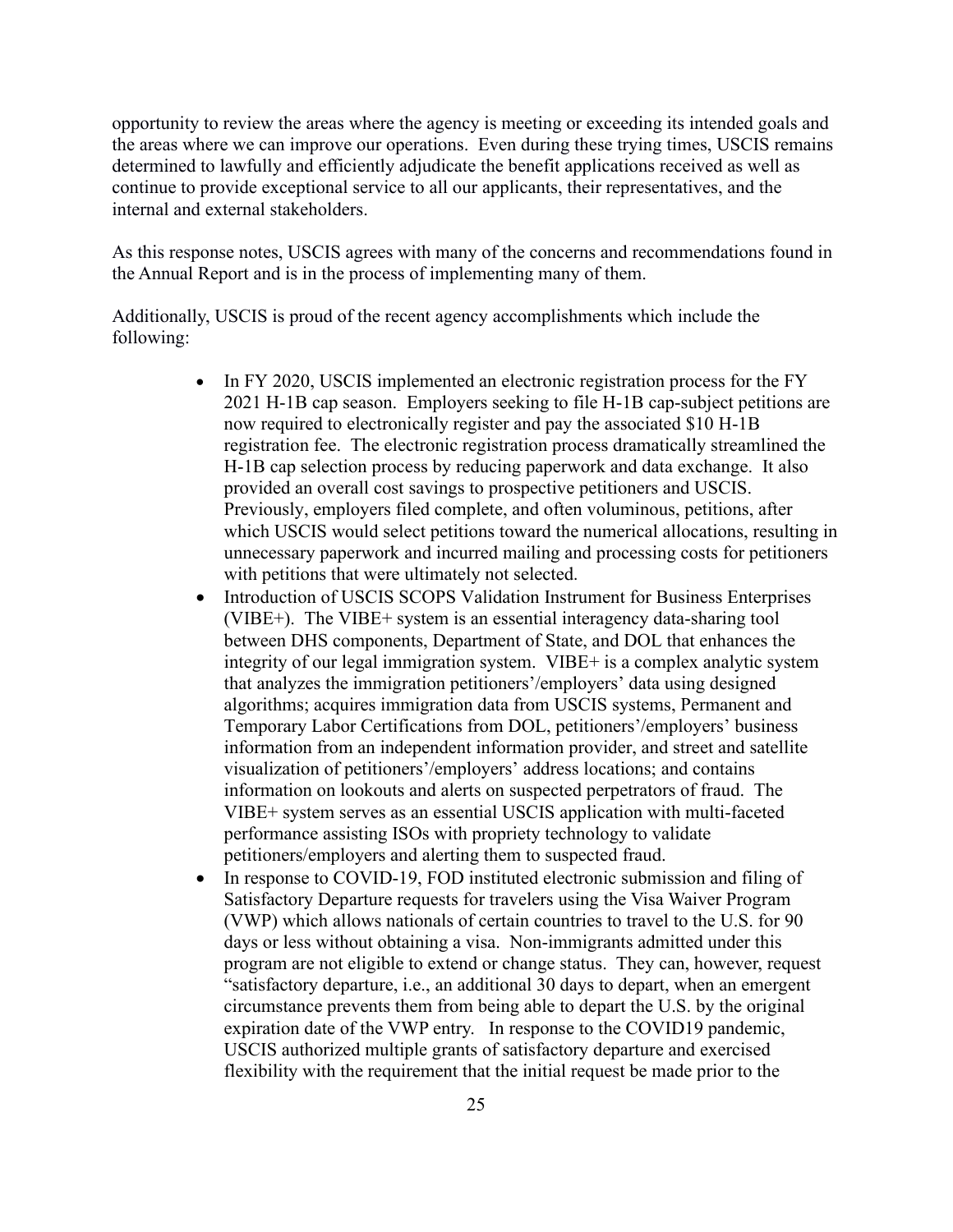opportunity to review the areas where the agency is meeting or exceeding its intended goals and the areas where we can improve our operations. Even during these trying times, USCIS remains determined to lawfully and efficiently adjudicate the benefit applications received as well as continue to provide exceptional service to all our applicants, their representatives, and the internal and external stakeholders.

As this response notes, USCIS agrees with many of the concerns and recommendations found in the Annual Report and is in the process of implementing many of them.

Additionally, USCIS is proud of the recent agency accomplishments which include the following:

- In FY 2020, USCIS implemented an electronic registration process for the FY 2021 H-1B cap season. Employers seeking to file H-1B cap-subject petitions are now required to electronically register and pay the associated $10 H-1B registration fee. The electronic registration process dramatically streamlined the H-1B cap selection process by reducing paperwork and data exchange. It also provided an overall cost savings to prospective petitioners and USCIS. Previously, employers filed complete, and often voluminous, petitions, after which USCIS would select petitions toward the numerical allocations, resulting in unnecessary paperwork and incurred mailing and processing costs for petitioners with petitions that were ultimately not selected.
- Introduction of USCIS SCOPS Validation Instrument for Business Enterprises (VIBE+). The VIBE+ system is an essential interagency data-sharing tool between DHS components, Department of State, and DOL that enhances the integrity of our legal immigration system. VIBE+ is a complex analytic system that analyzes the immigration petitioners'/employers' data using designed algorithms; acquires immigration data from USCIS systems, Permanent and Temporary Labor Certifications from DOL, petitioners'/employers' business information from an independent information provider, and street and satellite visualization of petitioners'/employers' address locations; and contains information on lookouts and alerts on suspected perpetrators of fraud. The VIBE+ system serves as an essential USCIS application with multi-faceted performance assisting ISOs with propriety technology to validate petitioners/employers and alerting them to suspected fraud.
- In response to COVID-19, FOD instituted electronic submission and filing of Satisfactory Departure requests for travelers using the Visa Waiver Program (VWP) which allows nationals of certain countries to travel to the U.S. for 90 days or less without obtaining a visa. Non-immigrants admitted under this program are not eligible to extend or change status. They can, however, request "satisfactory departure, i.e., an additional 30 days to depart, when an emergent circumstance prevents them from being able to depart the U.S. by the original expiration date of the VWP entry. In response to the COVID19 pandemic, USCIS authorized multiple grants of satisfactory departure and exercised flexibility with the requirement that the initial request be made prior to the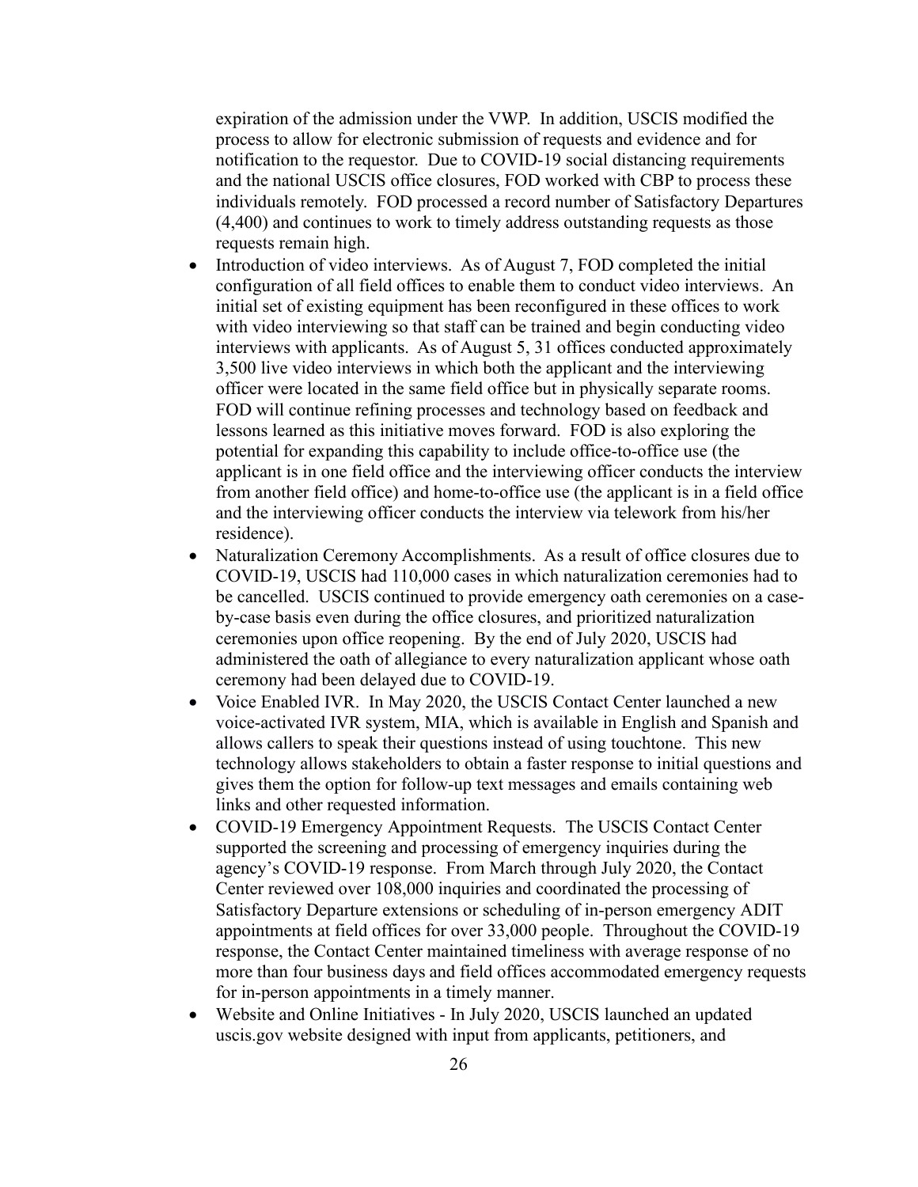expiration of the admission under the VWP. In addition, USCIS modified the process to allow for electronic submission of requests and evidence and for notification to the requestor. Due to COVID-19 social distancing requirements and the national USCIS office closures, FOD worked with CBP to process these individuals remotely. FOD processed a record number of Satisfactory Departures (4,400) and continues to work to timely address outstanding requests as those requests remain high.

- Introduction of video interviews. As of August 7, FOD completed the initial configuration of all field offices to enable them to conduct video interviews. An initial set of existing equipment has been reconfigured in these offices to work with video interviewing so that staff can be trained and begin conducting video interviews with applicants. As of August 5, 31 offices conducted approximately 3,500 live video interviews in which both the applicant and the interviewing officer were located in the same field office but in physically separate rooms. FOD will continue refining processes and technology based on feedback and lessons learned as this initiative moves forward. FOD is also exploring the potential for expanding this capability to include office-to-office use (the applicant is in one field office and the interviewing officer conducts the interview from another field office) and home-to-office use (the applicant is in a field office and the interviewing officer conducts the interview via telework from his/her residence).
- Naturalization Ceremony Accomplishments. As a result of office closures due to COVID-19, USCIS had 110,000 cases in which naturalization ceremonies had to be cancelled. USCIS continued to provide emergency oath ceremonies on a case-by-case basis even during the office closures, and prioritized naturalization ceremonies upon office reopening. By the end of July 2020, USCIS had administered the oath of allegiance to every naturalization applicant whose oath ceremony had been delayed due to COVID-19.
- Voice Enabled IVR. In May 2020, the USCIS Contact Center launched a new voice-activated IVR system, MIA, which is available in English and Spanish and allows callers to speak their questions instead of using touchtone. This new technology allows stakeholders to obtain a faster response to initial questions and gives them the option for follow-up text messages and emails containing web links and other requested information.
- COVID-19 Emergency Appointment Requests. The USCIS Contact Center supported the screening and processing of emergency inquiries during the agency's COVID-19 response. From March through July 2020, the Contact Center reviewed over 108,000 inquiries and coordinated the processing of Satisfactory Departure extensions or scheduling of in-person emergency ADIT appointments at field offices for over 33,000 people. Throughout the COVID-19 response, the Contact Center maintained timeliness with average response of no more than four business days and field offices accommodated emergency requests for in-person appointments in a timely manner.
- Website and Online Initiatives - In July 2020, USCIS launched an updated uscis.gov website designed with input from applicants, petitioners, and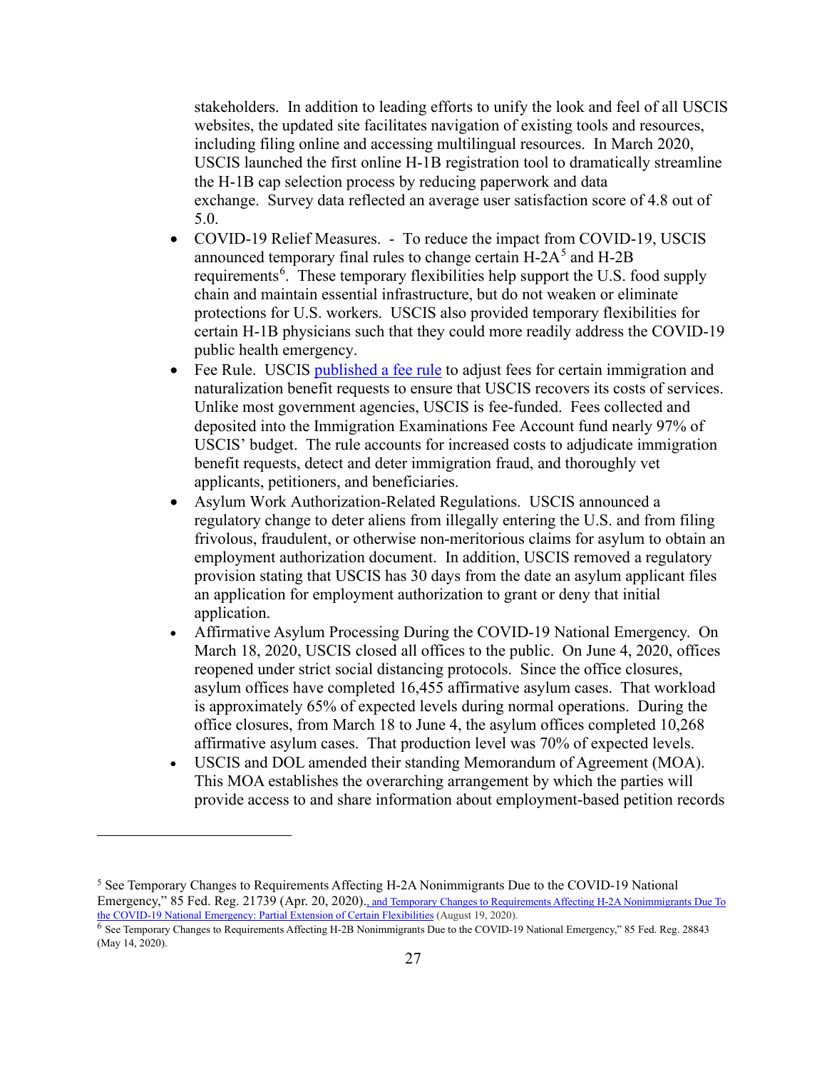stakeholders. In addition to leading efforts to unify the look and feel of all USCIS websites, the updated site facilitates navigation of existing tools and resources, including filing online and accessing multilingual resources. In March 2020, USCIS launched the first online H-1B registration tool to dramatically streamline the H-1B cap selection process by reducing paperwork and data exchange. Survey data reflected an average user satisfaction score of 4.8 out of 5.0.

- COVID-19 Relief Measures. - To reduce the impact from COVID-19, USCIS announced temporary final rules to change certain H-2A[5] and H-2B requirements[6]. These temporary flexibilities help support the U.S. food supply chain and maintain essential infrastructure, but do not weaken or eliminate protections for U.S. workers. USCIS also provided temporary flexibilities for certain H-1B physicians such that they could more readily address the COVID-19 public health emergency.
- Fee Rule. USCIS published a fee rule to adjust fees for certain immigration and naturalization benefit requests to ensure that USCIS recovers its costs of services. Unlike most government agencies, USCIS is fee-funded. Fees collected and deposited into the Immigration Examinations Fee Account fund nearly 97% of USCIS' budget. The rule accounts for increased costs to adjudicate immigration benefit requests, detect and deter immigration fraud, and thoroughly vet applicants, petitioners, and beneficiaries.
- Asylum Work Authorization-Related Regulations. USCIS announced a regulatory change to deter aliens from illegally entering the U.S. and from filing frivolous, fraudulent, or otherwise non-meritorious claims for asylum to obtain an employment authorization document. In addition, USCIS removed a regulatory provision stating that USCIS has 30 days from the date an asylum applicant files an application for employment authorization to grant or deny that initial application.
- Affirmative Asylum Processing During the COVID-19 National Emergency. On March 18, 2020, USCIS closed all offices to the public. On June 4, 2020, offices reopened under strict social distancing protocols. Since the office closures, asylum offices have completed 16,455 affirmative asylum cases. That workload is approximately 65% of expected levels during normal operations. During the office closures, from March 18 to June 4, the asylum offices completed 10,268 affirmative asylum cases. That production level was 70% of expected levels.
- USCIS and DOL amended their standing Memorandum of Agreement (MOA). This MOA establishes the overarching arrangement by which the parties will provide access to and share information about employment-based petition records

---

[5] See Temporary Changes to Requirements Affecting H-2A Nonimmigrants Due to the COVID-19 National Emergency," 85 Fed. Reg. 21739 (Apr. 20, 2020)., and Temporary Changes to Requirements Affecting H-2A Nonimmigrants Due To the COVID-19 National Emergency: Partial Extension of Certain Flexibilities (August 19, 2020).

[6] See Temporary Changes to Requirements Affecting H-2B Nonimmigrants Due to the COVID-19 National Emergency," 85 Fed. Reg. 28843 (May 14, 2020).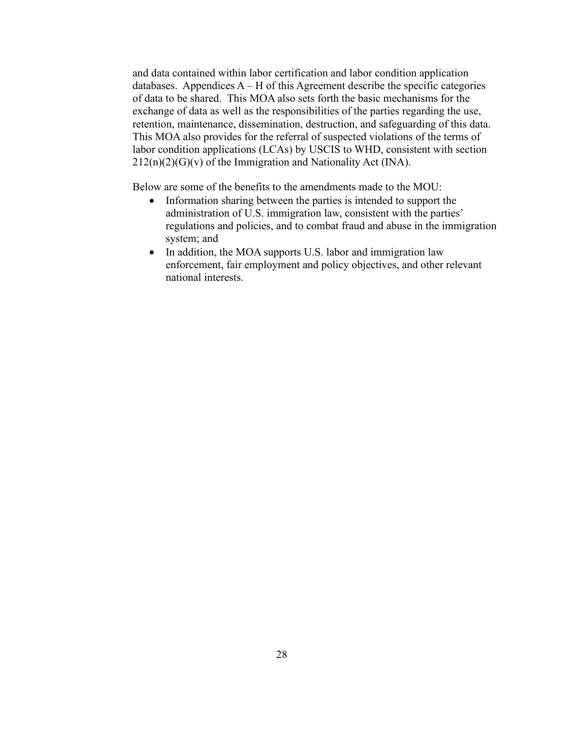and data contained within labor certification and labor condition application databases. Appendices A – H of this Agreement describe the specific categories of data to be shared. This MOA also sets forth the basic mechanisms for the exchange of data as well as the responsibilities of the parties regarding the use, retention, maintenance, dissemination, destruction, and safeguarding of this data. This MOA also provides for the referral of suspected violations of the terms of labor condition applications (LCAs) by USCIS to WHD, consistent with section 212(n)(2)(G)(v) of the Immigration and Nationality Act (INA).

Below are some of the benefits to the amendments made to the MOU:

- Information sharing between the parties is intended to support the administration of U.S. immigration law, consistent with the parties' regulations and policies, and to combat fraud and abuse in the immigration system; and
- In addition, the MOA supports U.S. labor and immigration law enforcement, fair employment and policy objectives, and other relevant national interests.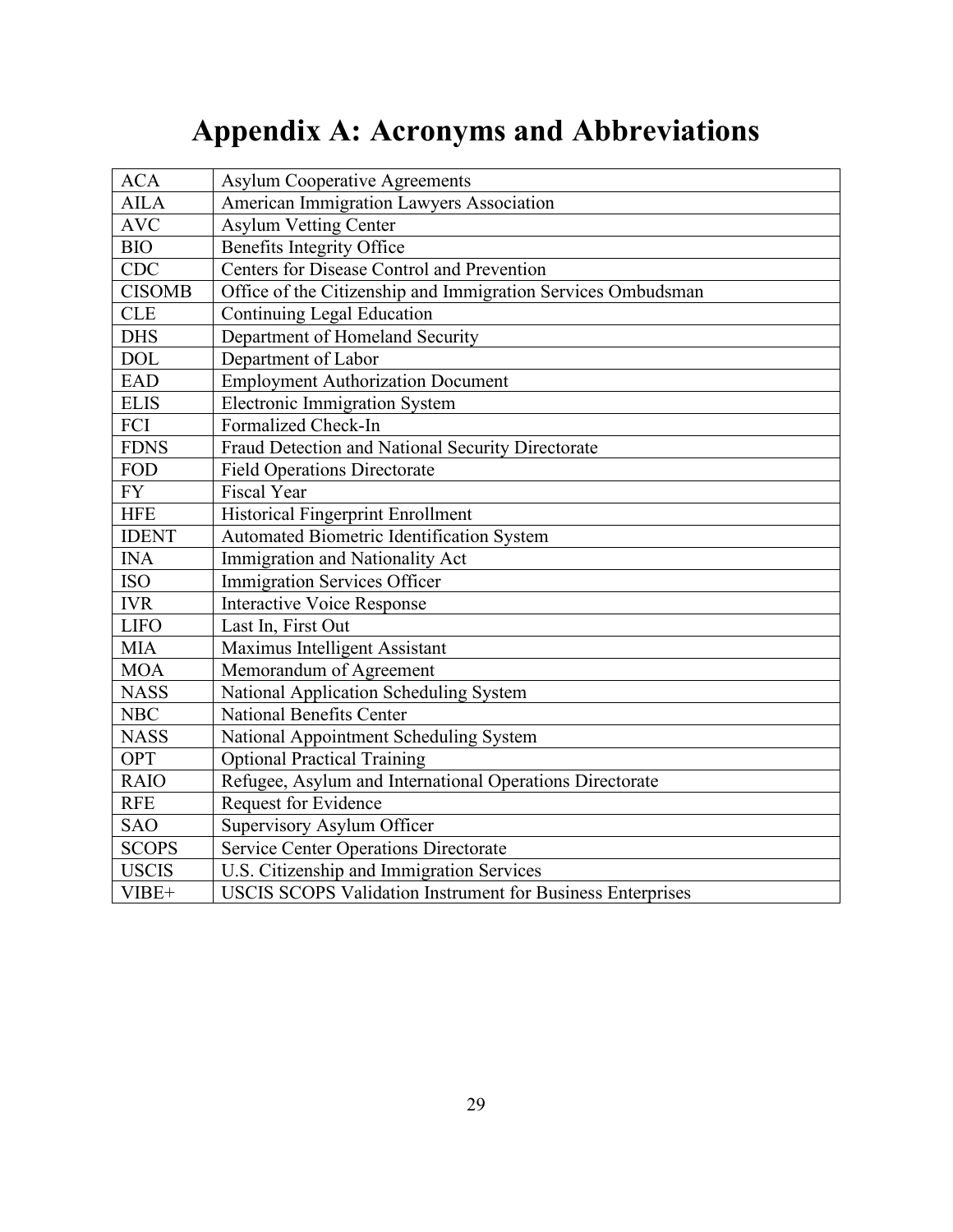# Appendix A: Acronyms and Abbreviations

| | |
|---|---|
| ACA | Asylum Cooperative Agreements |
| AILA | American Immigration Lawyers Association |
| AVC | Asylum Vetting Center |
| BIO | Benefits Integrity Office |
| CDC | Centers for Disease Control and Prevention |
| CISOMB | Office of the Citizenship and Immigration Services Ombudsman |
| CLE | Continuing Legal Education |
| DHS | Department of Homeland Security |
| DOL | Department of Labor |
| EAD | Employment Authorization Document |
| ELIS | Electronic Immigration System |
| FCI | Formalized Check-In |
| FDNS | Fraud Detection and National Security Directorate |
| FOD | Field Operations Directorate |
| FY | Fiscal Year |
| HFE | Historical Fingerprint Enrollment |
| IDENT | Automated Biometric Identification System |
| INA | Immigration and Nationality Act |
| ISO | Immigration Services Officer |
| IVR | Interactive Voice Response |
| LIFO | Last In, First Out |
| MIA | Maximus Intelligent Assistant |
| MOA | Memorandum of Agreement |
| NASS | National Application Scheduling System |
| NBC | National Benefits Center |
| NASS | National Appointment Scheduling System |
| OPT | Optional Practical Training |
| RAIO | Refugee, Asylum and International Operations Directorate |
| RFE | Request for Evidence |
| SAO | Supervisory Asylum Officer |
| SCOPS | Service Center Operations Directorate |
| USCIS | U.S. Citizenship and Immigration Services |
| VIBE+ | USCIS SCOPS Validation Instrument for Business Enterprises |